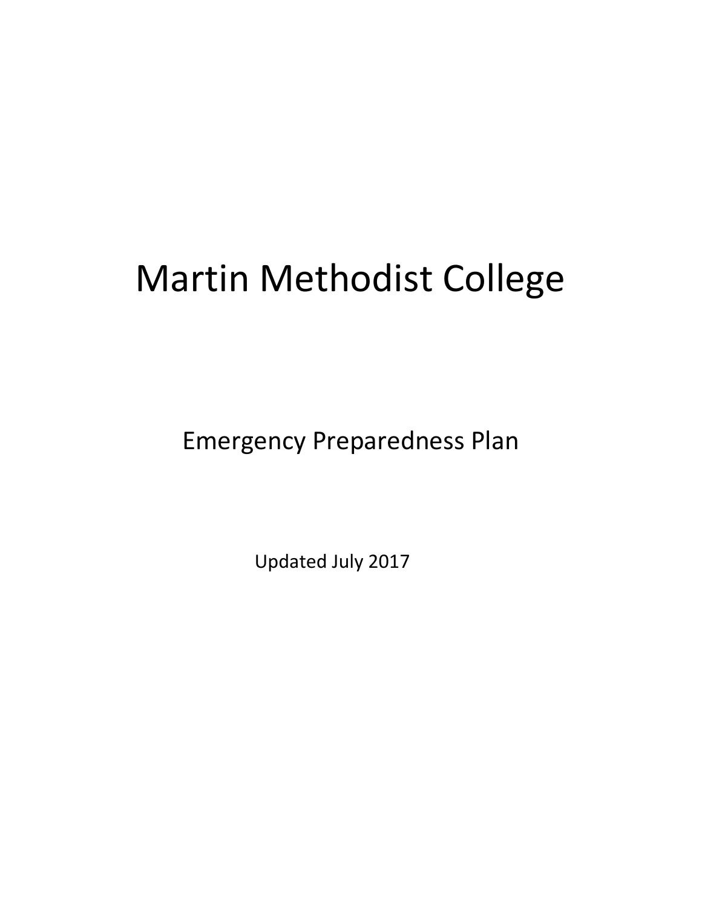# Martin Methodist College

## Emergency Preparedness Plan

Updated July 2017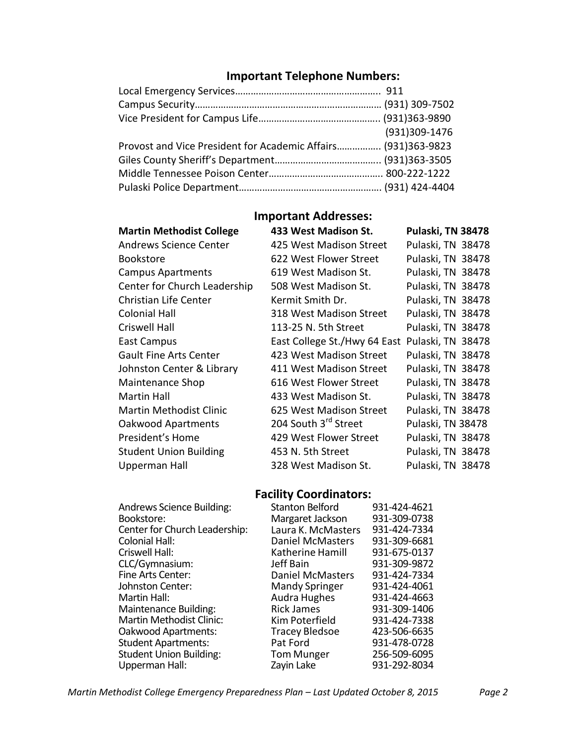## Important Telephone Numbers:

| | |
|---|---|
| Local Emergency Services | 911 |
| Campus Security | (931) 309-7502 |
| Vice President for Campus Life | (931)363-9890 |
| | (931)309-1476 |
| Provost and Vice President for Academic Affairs | (931)363-9823 |
| Giles County Sheriff's Department | (931)363-3505 |
| Middle Tennessee Poison Center | 800-222-1222 |
| Pulaski Police Department | (931) 424-4404 |

## Important Addresses:

| **Martin Methodist College** | **433 West Madison St.** | **Pulaski, TN 38478** |
|---|---|---|
| Andrews Science Center | 425 West Madison Street | Pulaski, TN 38478 |
| Bookstore | 622 West Flower Street | Pulaski, TN 38478 |
| Campus Apartments | 619 West Madison St. | Pulaski, TN 38478 |
| Center for Church Leadership | 508 West Madison St. | Pulaski, TN 38478 |
| Christian Life Center | Kermit Smith Dr. | Pulaski, TN 38478 |
| Colonial Hall | 318 West Madison Street | Pulaski, TN 38478 |
| Criswell Hall | 113-25 N. 5th Street | Pulaski, TN 38478 |
| East Campus | East College St./Hwy 64 East | Pulaski, TN 38478 |
| Gault Fine Arts Center | 423 West Madison Street | Pulaski, TN 38478 |
| Johnston Center & Library | 411 West Madison Street | Pulaski, TN 38478 |
| Maintenance Shop | 616 West Flower Street | Pulaski, TN 38478 |
| Martin Hall | 433 West Madison St. | Pulaski, TN 38478 |
| Martin Methodist Clinic | 625 West Madison Street | Pulaski, TN 38478 |
| Oakwood Apartments | 204 South 3rd Street | Pulaski, TN 38478 |
| President's Home | 429 West Flower Street | Pulaski, TN 38478 |
| Student Union Building | 453 N. 5th Street | Pulaski, TN 38478 |
| Upperman Hall | 328 West Madison St. | Pulaski, TN 38478 |

## Facility Coordinators:

| | | |
|---|---|---|
| Andrews Science Building: | Stanton Belford | 931-424-4621 |
| Bookstore: | Margaret Jackson | 931-309-0738 |
| Center for Church Leadership: | Laura K. McMasters | 931-424-7334 |
| Colonial Hall: | Daniel McMasters | 931-309-6681 |
| Criswell Hall: | Katherine Hamill | 931-675-0137 |
| CLC/Gymnasium: | Jeff Bain | 931-309-9872 |
| Fine Arts Center: | Daniel McMasters | 931-424-7334 |
| Johnston Center: | Mandy Springer | 931-424-4061 |
| Martin Hall: | Audra Hughes | 931-424-4663 |
| Maintenance Building: | Rick James | 931-309-1406 |
| Martin Methodist Clinic: | Kim Poterfield | 931-424-7338 |
| Oakwood Apartments: | Tracey Bledsoe | 423-506-6635 |
| Student Apartments: | Pat Ford | 931-478-0728 |
| Student Union Building: | Tom Munger | 256-509-6095 |
| Upperman Hall: | Zayin Lake | 931-292-8034 |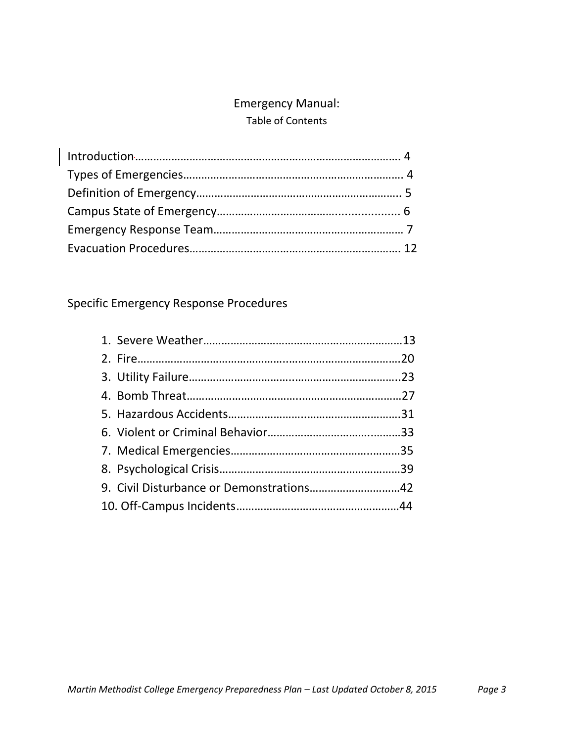# Emergency Manual:

## Table of Contents

Introduction…………………………………………………………………………… 4
Types of Emergencies……………………………………………………………… 4
Definition of Emergency………………………………………………………… 5
Campus State of Emergency……………………………………………… 6
Emergency Response Team……………………………………………… 7
Evacuation Procedures…………………………………………………… 12

## Specific Emergency Response Procedures

1. Severe Weather………………………………………………………13
2. Fire…………………………………………………………………………20
3. Utility Failure…………………………………………………………23
4. Bomb Threat……………………………………………………………27
5. Hazardous Accidents………………………………………………31
6. Violent or Criminal Behavior……………………………………33
7. Medical Emergencies………………………………………………35
8. Psychological Crisis…………………………………………………39
9. Civil Disturbance or Demonstrations…………………………42
10. Off-Campus Incidents………………………………………………44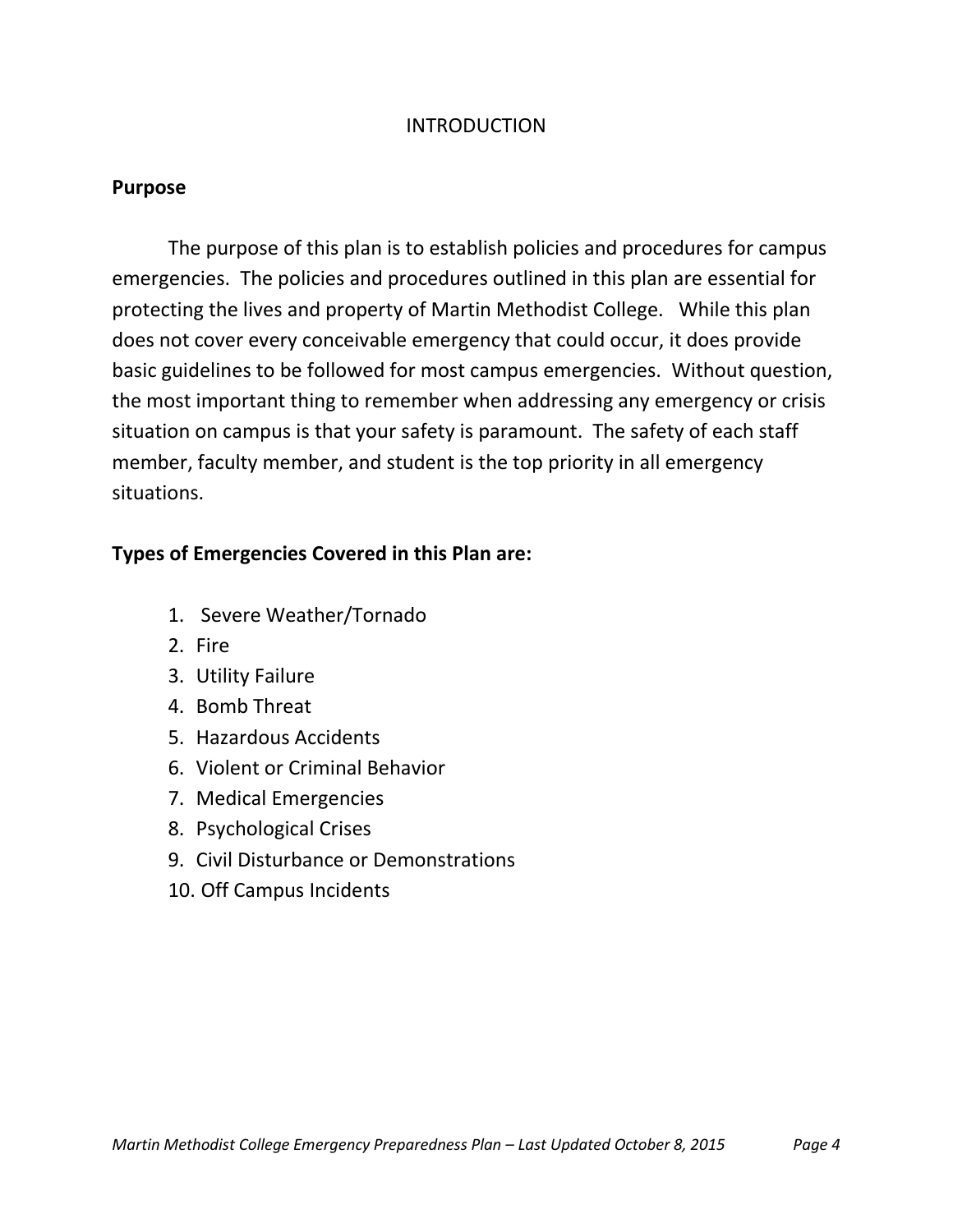# INTRODUCTION

## Purpose

The purpose of this plan is to establish policies and procedures for campus emergencies. The policies and procedures outlined in this plan are essential for protecting the lives and property of Martin Methodist College. While this plan does not cover every conceivable emergency that could occur, it does provide basic guidelines to be followed for most campus emergencies. Without question, the most important thing to remember when addressing any emergency or crisis situation on campus is that your safety is paramount. The safety of each staff member, faculty member, and student is the top priority in all emergency situations.

## Types of Emergencies Covered in this Plan are:

1. Severe Weather/Tornado
2. Fire
3. Utility Failure
4. Bomb Threat
5. Hazardous Accidents
6. Violent or Criminal Behavior
7. Medical Emergencies
8. Psychological Crises
9. Civil Disturbance or Demonstrations
10. Off Campus Incidents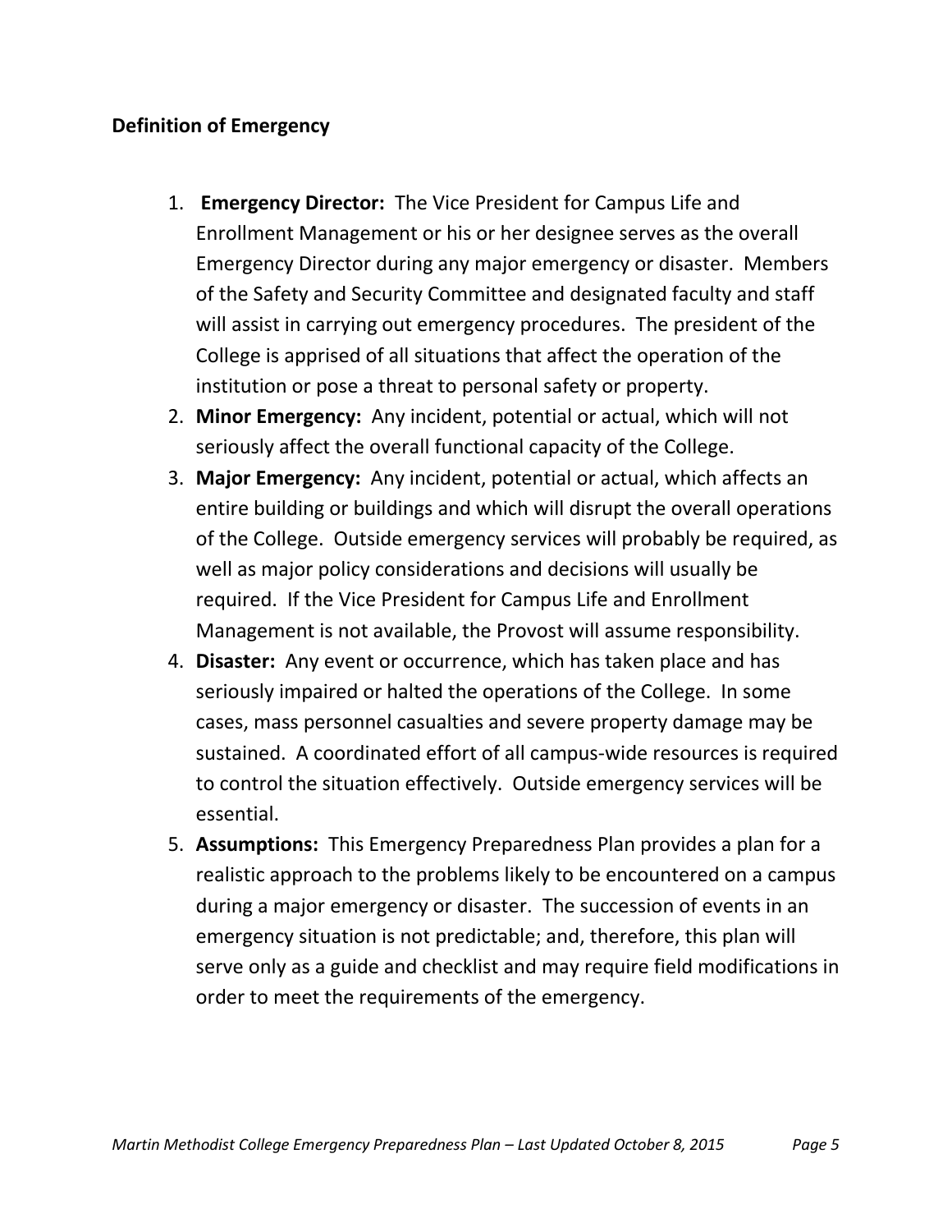**Definition of Emergency**

1. **Emergency Director:** The Vice President for Campus Life and Enrollment Management or his or her designee serves as the overall Emergency Director during any major emergency or disaster. Members of the Safety and Security Committee and designated faculty and staff will assist in carrying out emergency procedures. The president of the College is apprised of all situations that affect the operation of the institution or pose a threat to personal safety or property.
2. **Minor Emergency:** Any incident, potential or actual, which will not seriously affect the overall functional capacity of the College.
3. **Major Emergency:** Any incident, potential or actual, which affects an entire building or buildings and which will disrupt the overall operations of the College. Outside emergency services will probably be required, as well as major policy considerations and decisions will usually be required. If the Vice President for Campus Life and Enrollment Management is not available, the Provost will assume responsibility.
4. **Disaster:** Any event or occurrence, which has taken place and has seriously impaired or halted the operations of the College. In some cases, mass personnel casualties and severe property damage may be sustained. A coordinated effort of all campus-wide resources is required to control the situation effectively. Outside emergency services will be essential.
5. **Assumptions:** This Emergency Preparedness Plan provides a plan for a realistic approach to the problems likely to be encountered on a campus during a major emergency or disaster. The succession of events in an emergency situation is not predictable; and, therefore, this plan will serve only as a guide and checklist and may require field modifications in order to meet the requirements of the emergency.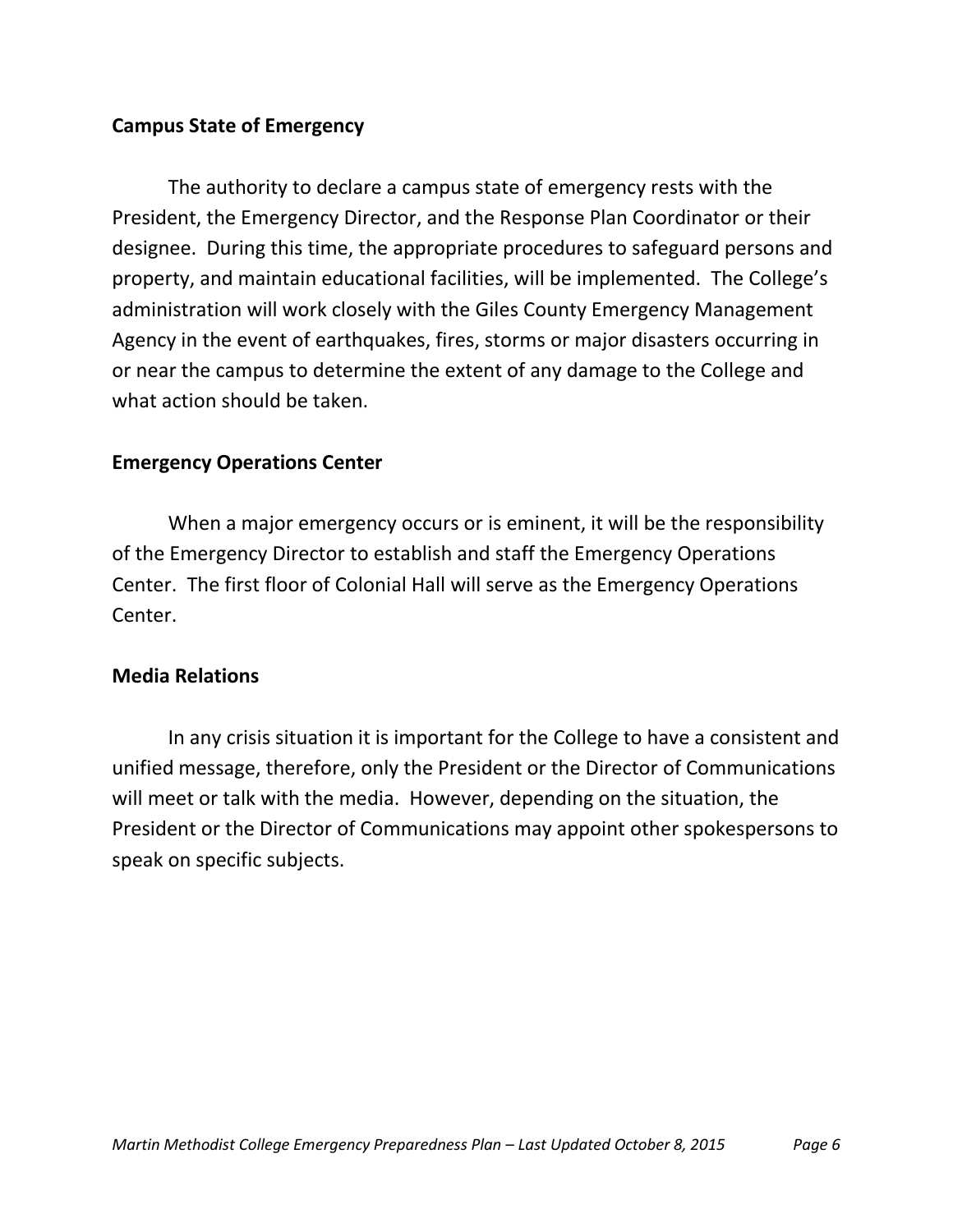**Campus State of Emergency**

The authority to declare a campus state of emergency rests with the President, the Emergency Director, and the Response Plan Coordinator or their designee. During this time, the appropriate procedures to safeguard persons and property, and maintain educational facilities, will be implemented. The College's administration will work closely with the Giles County Emergency Management Agency in the event of earthquakes, fires, storms or major disasters occurring in or near the campus to determine the extent of any damage to the College and what action should be taken.

**Emergency Operations Center**

When a major emergency occurs or is eminent, it will be the responsibility of the Emergency Director to establish and staff the Emergency Operations Center. The first floor of Colonial Hall will serve as the Emergency Operations Center.

**Media Relations**

In any crisis situation it is important for the College to have a consistent and unified message, therefore, only the President or the Director of Communications will meet or talk with the media. However, depending on the situation, the President or the Director of Communications may appoint other spokespersons to speak on specific subjects.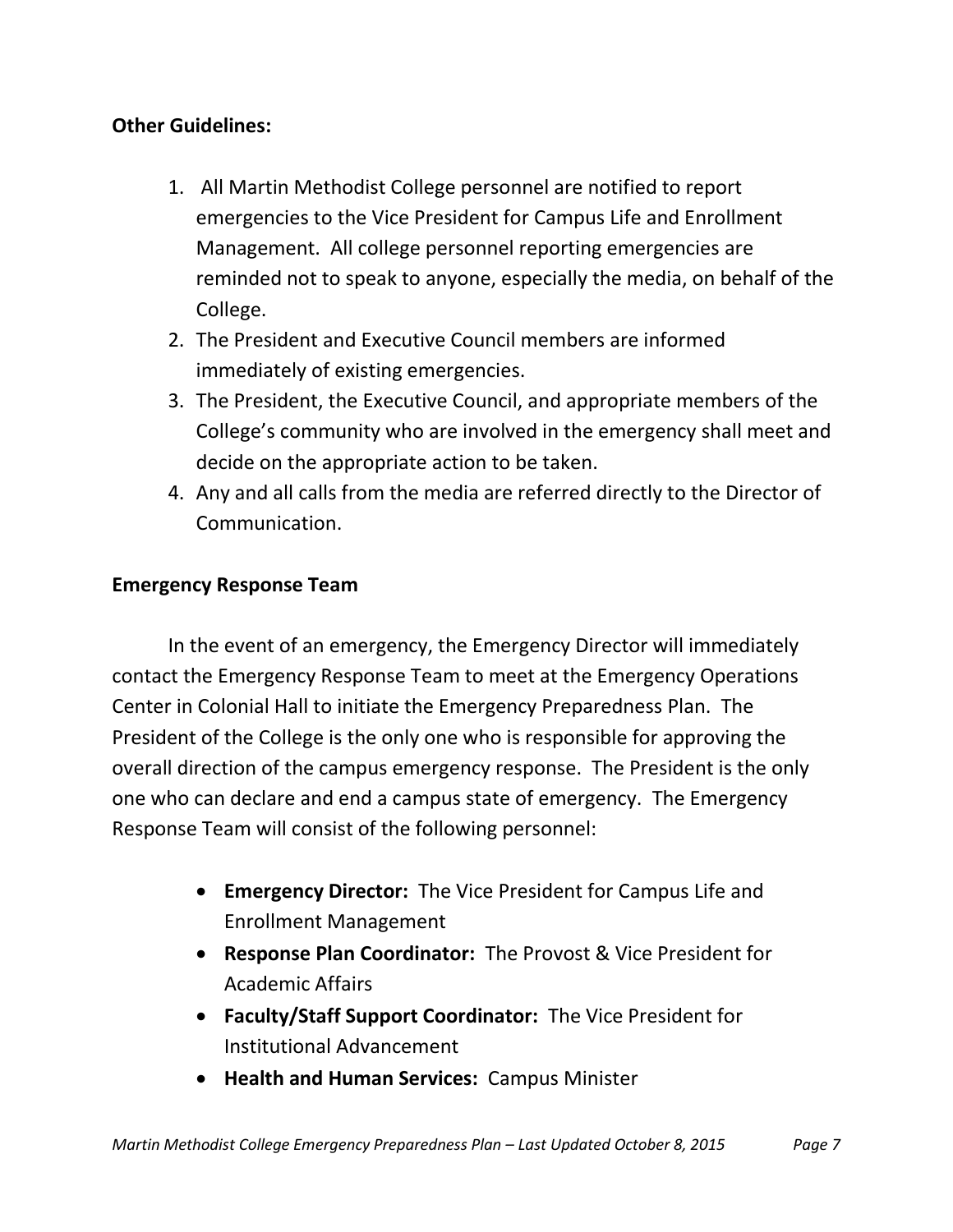**Other Guidelines:**

1. All Martin Methodist College personnel are notified to report emergencies to the Vice President for Campus Life and Enrollment Management. All college personnel reporting emergencies are reminded not to speak to anyone, especially the media, on behalf of the College.
2. The President and Executive Council members are informed immediately of existing emergencies.
3. The President, the Executive Council, and appropriate members of the College's community who are involved in the emergency shall meet and decide on the appropriate action to be taken.
4. Any and all calls from the media are referred directly to the Director of Communication.

**Emergency Response Team**

In the event of an emergency, the Emergency Director will immediately contact the Emergency Response Team to meet at the Emergency Operations Center in Colonial Hall to initiate the Emergency Preparedness Plan. The President of the College is the only one who is responsible for approving the overall direction of the campus emergency response. The President is the only one who can declare and end a campus state of emergency. The Emergency Response Team will consist of the following personnel:

- **Emergency Director:** The Vice President for Campus Life and Enrollment Management
- **Response Plan Coordinator:** The Provost & Vice President for Academic Affairs
- **Faculty/Staff Support Coordinator:** The Vice President for Institutional Advancement
- **Health and Human Services:** Campus Minister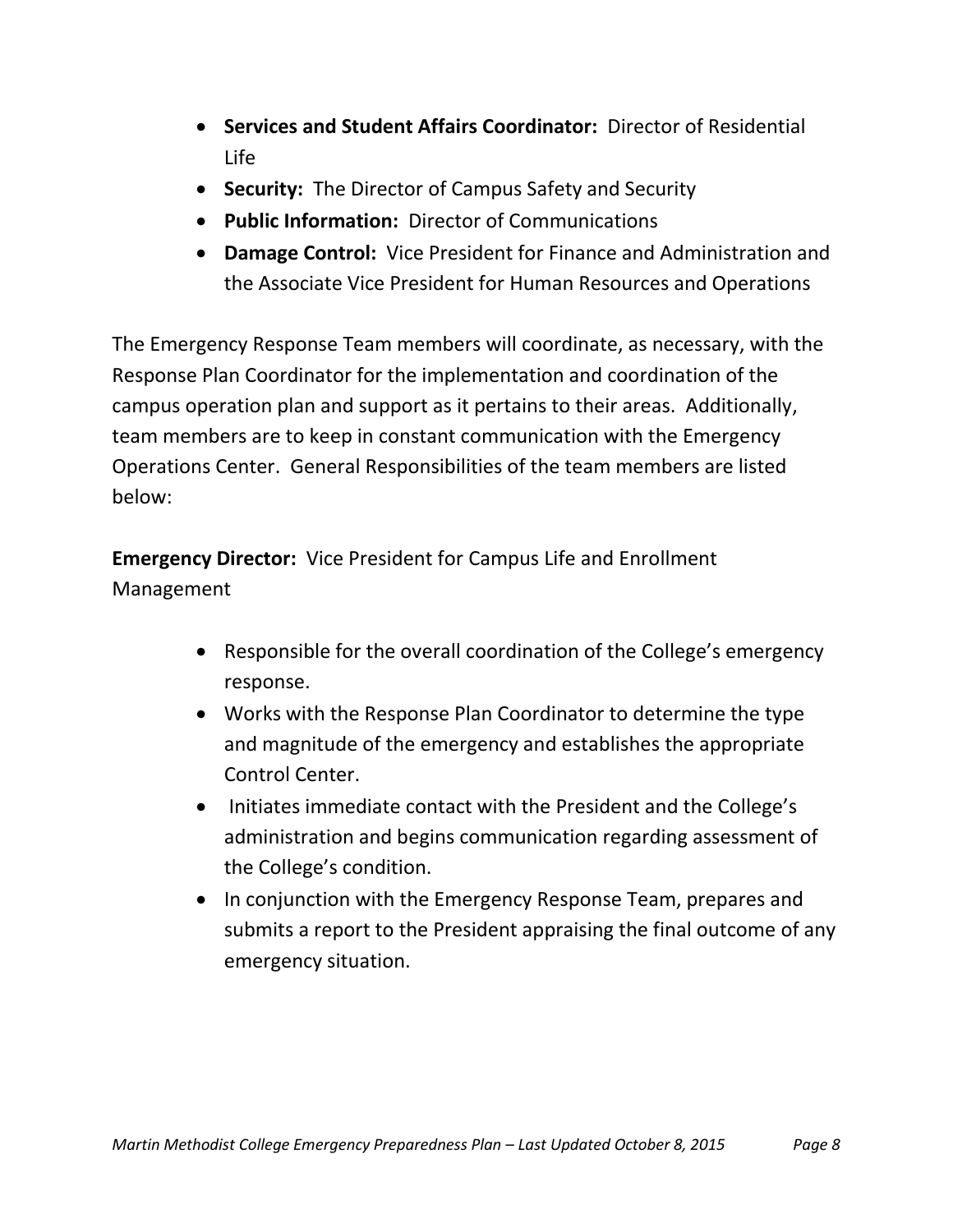- **Services and Student Affairs Coordinator:** Director of Residential Life
- **Security:** The Director of Campus Safety and Security
- **Public Information:** Director of Communications
- **Damage Control:** Vice President for Finance and Administration and the Associate Vice President for Human Resources and Operations

The Emergency Response Team members will coordinate, as necessary, with the Response Plan Coordinator for the implementation and coordination of the campus operation plan and support as it pertains to their areas. Additionally, team members are to keep in constant communication with the Emergency Operations Center. General Responsibilities of the team members are listed below:

**Emergency Director:** Vice President for Campus Life and Enrollment Management

- Responsible for the overall coordination of the College's emergency response.
- Works with the Response Plan Coordinator to determine the type and magnitude of the emergency and establishes the appropriate Control Center.
- Initiates immediate contact with the President and the College's administration and begins communication regarding assessment of the College's condition.
- In conjunction with the Emergency Response Team, prepares and submits a report to the President appraising the final outcome of any emergency situation.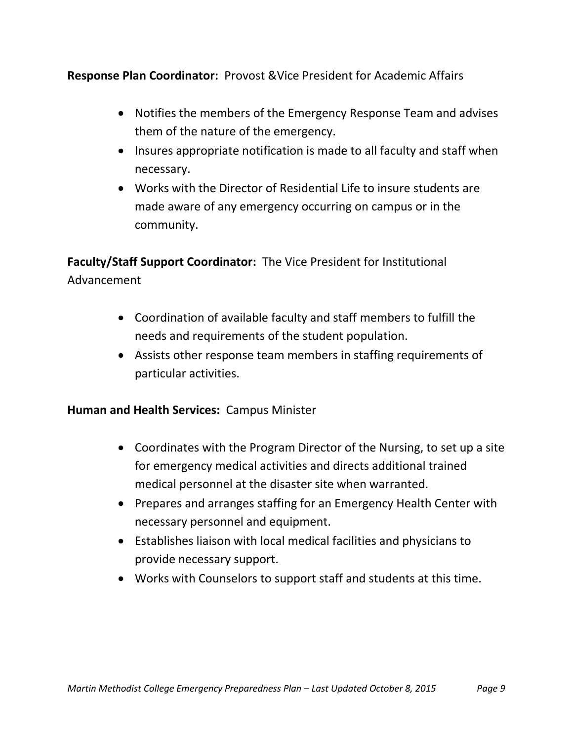**Response Plan Coordinator:** Provost &Vice President for Academic Affairs

- Notifies the members of the Emergency Response Team and advises them of the nature of the emergency.
- Insures appropriate notification is made to all faculty and staff when necessary.
- Works with the Director of Residential Life to insure students are made aware of any emergency occurring on campus or in the community.

**Faculty/Staff Support Coordinator:** The Vice President for Institutional Advancement

- Coordination of available faculty and staff members to fulfill the needs and requirements of the student population.
- Assists other response team members in staffing requirements of particular activities.

**Human and Health Services:** Campus Minister

- Coordinates with the Program Director of the Nursing, to set up a site for emergency medical activities and directs additional trained medical personnel at the disaster site when warranted.
- Prepares and arranges staffing for an Emergency Health Center with necessary personnel and equipment.
- Establishes liaison with local medical facilities and physicians to provide necessary support.
- Works with Counselors to support staff and students at this time.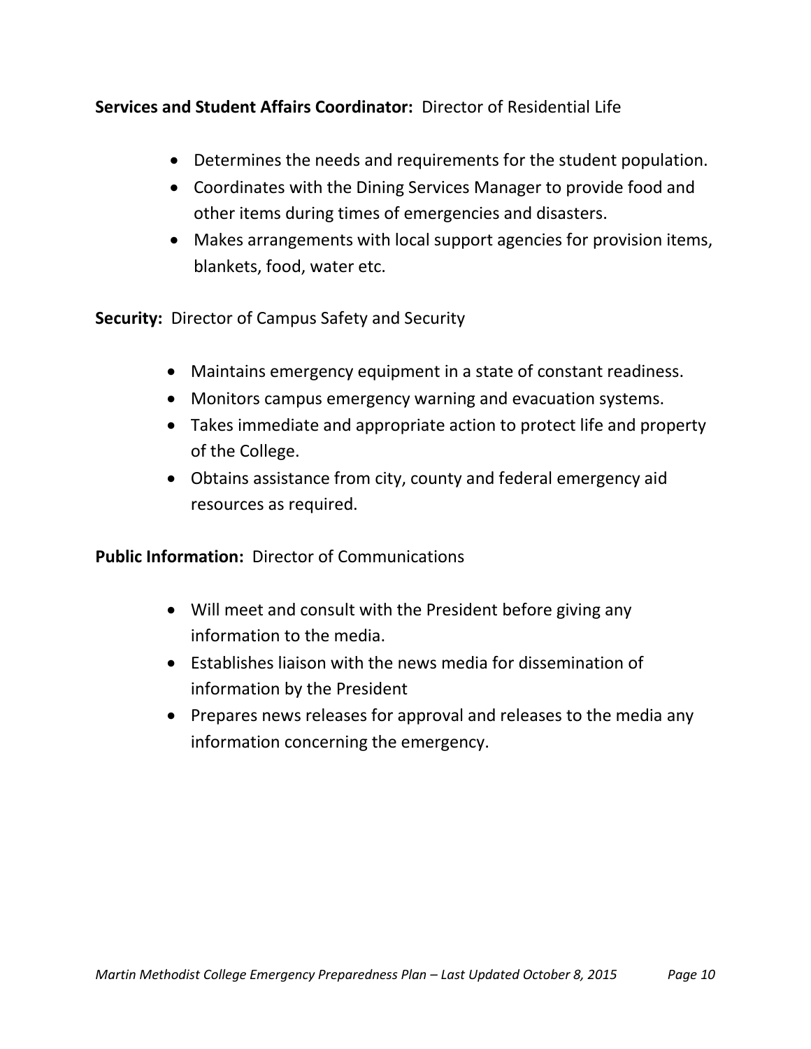**Services and Student Affairs Coordinator:** Director of Residential Life

- Determines the needs and requirements for the student population.
- Coordinates with the Dining Services Manager to provide food and other items during times of emergencies and disasters.
- Makes arrangements with local support agencies for provision items, blankets, food, water etc.

**Security:** Director of Campus Safety and Security

- Maintains emergency equipment in a state of constant readiness.
- Monitors campus emergency warning and evacuation systems.
- Takes immediate and appropriate action to protect life and property of the College.
- Obtains assistance from city, county and federal emergency aid resources as required.

**Public Information:** Director of Communications

- Will meet and consult with the President before giving any information to the media.
- Establishes liaison with the news media for dissemination of information by the President
- Prepares news releases for approval and releases to the media any information concerning the emergency.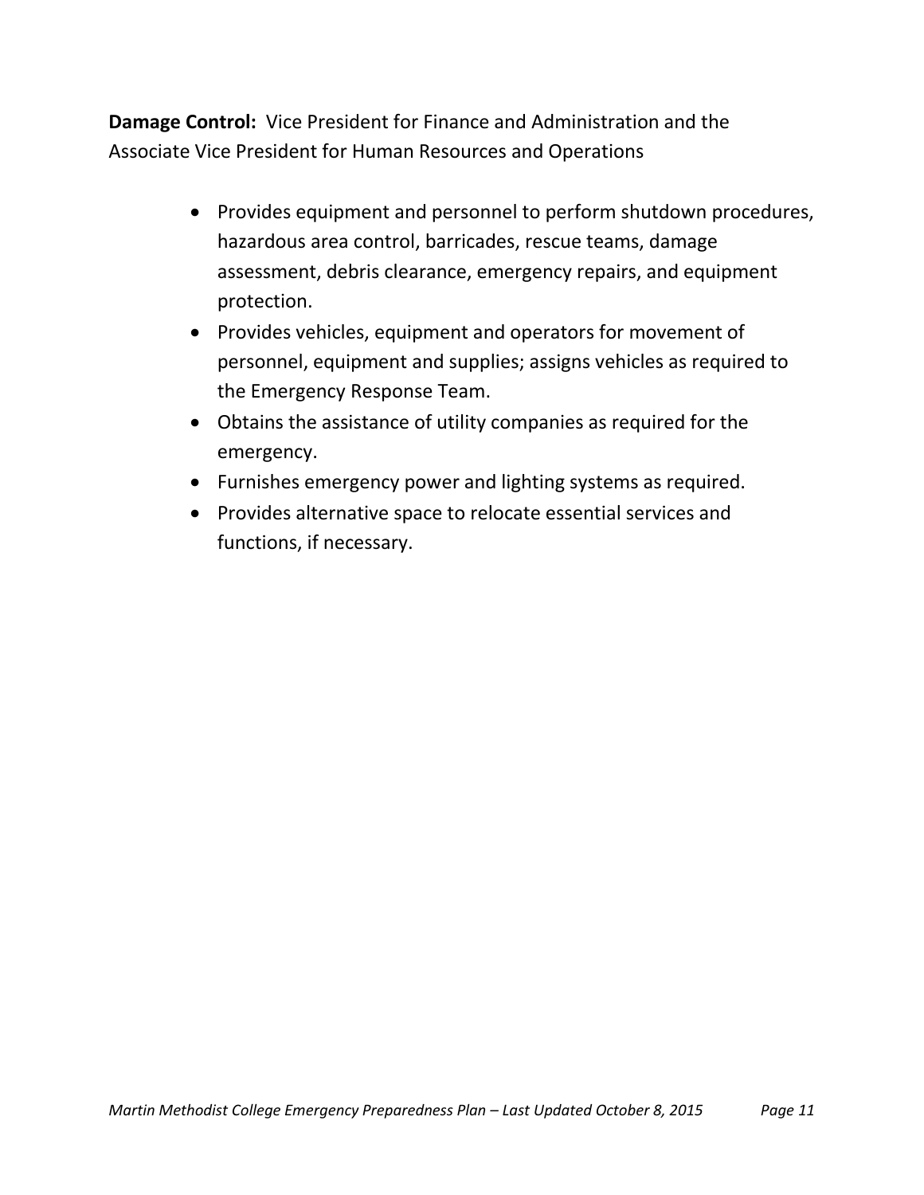**Damage Control:** Vice President for Finance and Administration and the Associate Vice President for Human Resources and Operations

- Provides equipment and personnel to perform shutdown procedures, hazardous area control, barricades, rescue teams, damage assessment, debris clearance, emergency repairs, and equipment protection.
- Provides vehicles, equipment and operators for movement of personnel, equipment and supplies; assigns vehicles as required to the Emergency Response Team.
- Obtains the assistance of utility companies as required for the emergency.
- Furnishes emergency power and lighting systems as required.
- Provides alternative space to relocate essential services and functions, if necessary.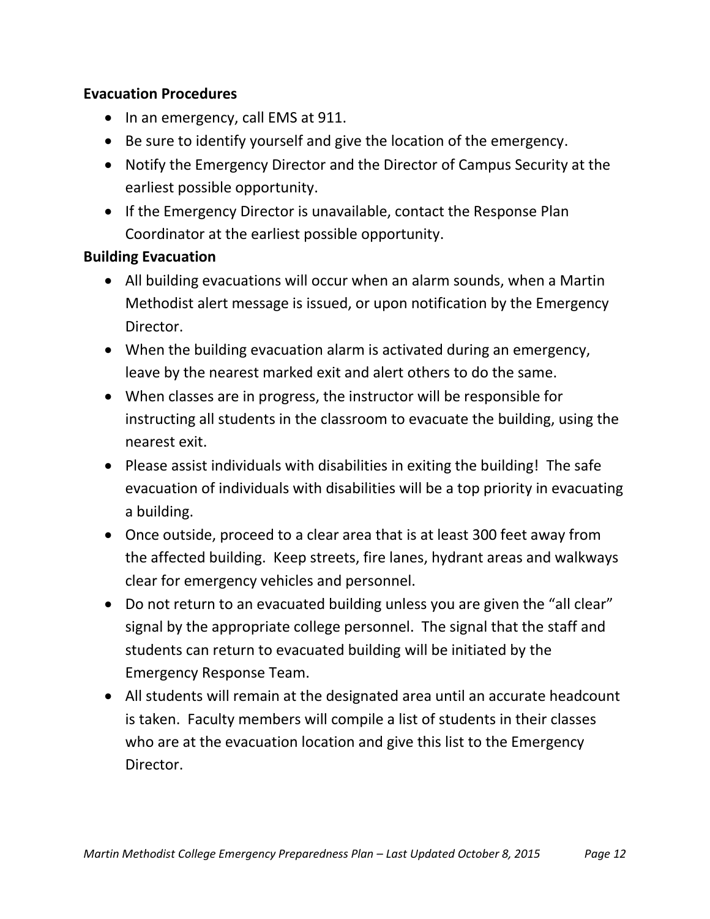**Evacuation Procedures**

- In an emergency, call EMS at 911.
- Be sure to identify yourself and give the location of the emergency.
- Notify the Emergency Director and the Director of Campus Security at the earliest possible opportunity.
- If the Emergency Director is unavailable, contact the Response Plan Coordinator at the earliest possible opportunity.

**Building Evacuation**

- All building evacuations will occur when an alarm sounds, when a Martin Methodist alert message is issued, or upon notification by the Emergency Director.
- When the building evacuation alarm is activated during an emergency, leave by the nearest marked exit and alert others to do the same.
- When classes are in progress, the instructor will be responsible for instructing all students in the classroom to evacuate the building, using the nearest exit.
- Please assist individuals with disabilities in exiting the building! The safe evacuation of individuals with disabilities will be a top priority in evacuating a building.
- Once outside, proceed to a clear area that is at least 300 feet away from the affected building. Keep streets, fire lanes, hydrant areas and walkways clear for emergency vehicles and personnel.
- Do not return to an evacuated building unless you are given the "all clear" signal by the appropriate college personnel. The signal that the staff and students can return to evacuated building will be initiated by the Emergency Response Team.
- All students will remain at the designated area until an accurate headcount is taken. Faculty members will compile a list of students in their classes who are at the evacuation location and give this list to the Emergency Director.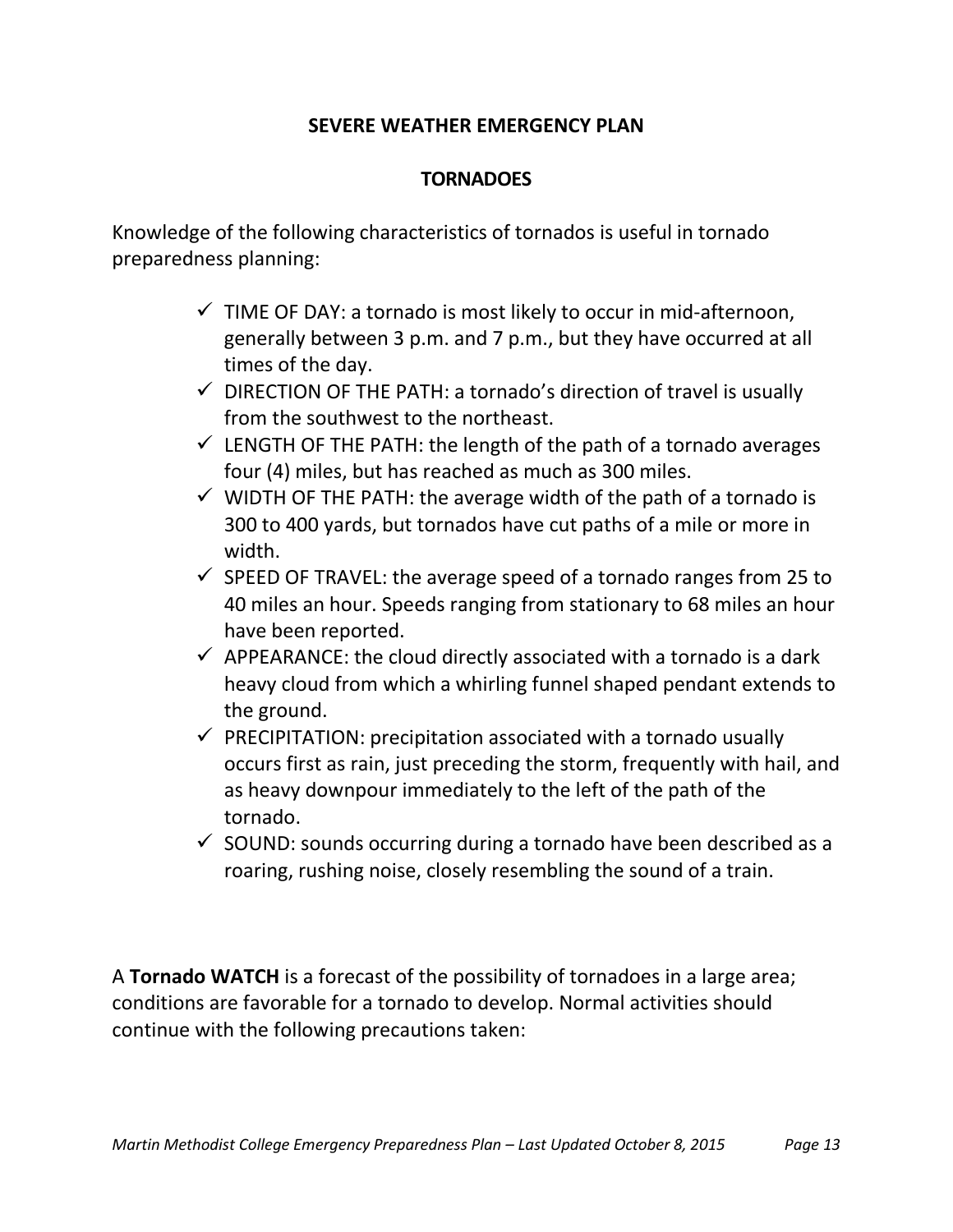## SEVERE WEATHER EMERGENCY PLAN

### TORNADOES

Knowledge of the following characteristics of tornados is useful in tornado preparedness planning:

- ✓ TIME OF DAY: a tornado is most likely to occur in mid-afternoon, generally between 3 p.m. and 7 p.m., but they have occurred at all times of the day.
- ✓ DIRECTION OF THE PATH: a tornado's direction of travel is usually from the southwest to the northeast.
- ✓ LENGTH OF THE PATH: the length of the path of a tornado averages four (4) miles, but has reached as much as 300 miles.
- ✓ WIDTH OF THE PATH: the average width of the path of a tornado is 300 to 400 yards, but tornados have cut paths of a mile or more in width.
- ✓ SPEED OF TRAVEL: the average speed of a tornado ranges from 25 to 40 miles an hour. Speeds ranging from stationary to 68 miles an hour have been reported.
- ✓ APPEARANCE: the cloud directly associated with a tornado is a dark heavy cloud from which a whirling funnel shaped pendant extends to the ground.
- ✓ PRECIPITATION: precipitation associated with a tornado usually occurs first as rain, just preceding the storm, frequently with hail, and as heavy downpour immediately to the left of the path of the tornado.
- ✓ SOUND: sounds occurring during a tornado have been described as a roaring, rushing noise, closely resembling the sound of a train.

A **Tornado WATCH** is a forecast of the possibility of tornadoes in a large area; conditions are favorable for a tornado to develop. Normal activities should continue with the following precautions taken: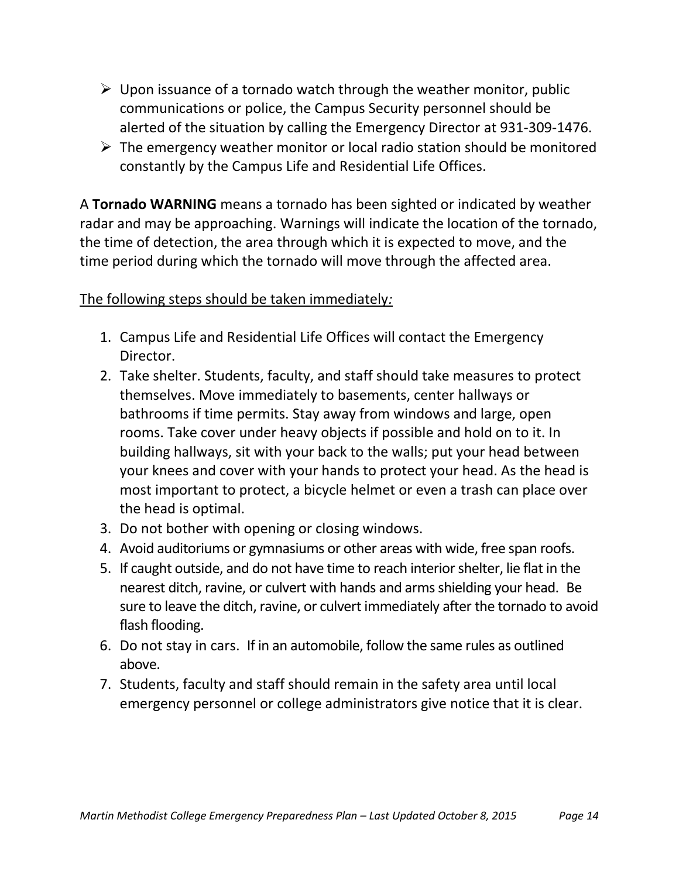- Upon issuance of a tornado watch through the weather monitor, public communications or police, the Campus Security personnel should be alerted of the situation by calling the Emergency Director at 931-309-1476.
- The emergency weather monitor or local radio station should be monitored constantly by the Campus Life and Residential Life Offices.

A **Tornado WARNING** means a tornado has been sighted or indicated by weather radar and may be approaching. Warnings will indicate the location of the tornado, the time of detection, the area through which it is expected to move, and the time period during which the tornado will move through the affected area.

<u>The following steps should be taken immediately</u>*:*

1. Campus Life and Residential Life Offices will contact the Emergency Director.
2. Take shelter. Students, faculty, and staff should take measures to protect themselves. Move immediately to basements, center hallways or bathrooms if time permits. Stay away from windows and large, open rooms. Take cover under heavy objects if possible and hold on to it. In building hallways, sit with your back to the walls; put your head between your knees and cover with your hands to protect your head. As the head is most important to protect, a bicycle helmet or even a trash can place over the head is optimal.
3. Do not bother with opening or closing windows.
4. Avoid auditoriums or gymnasiums or other areas with wide, free span roofs.
5. If caught outside, and do not have time to reach interior shelter, lie flat in the nearest ditch, ravine, or culvert with hands and arms shielding your head. Be sure to leave the ditch, ravine, or culvert immediately after the tornado to avoid flash flooding.
6. Do not stay in cars. If in an automobile, follow the same rules as outlined above.
7. Students, faculty and staff should remain in the safety area until local emergency personnel or college administrators give notice that it is clear.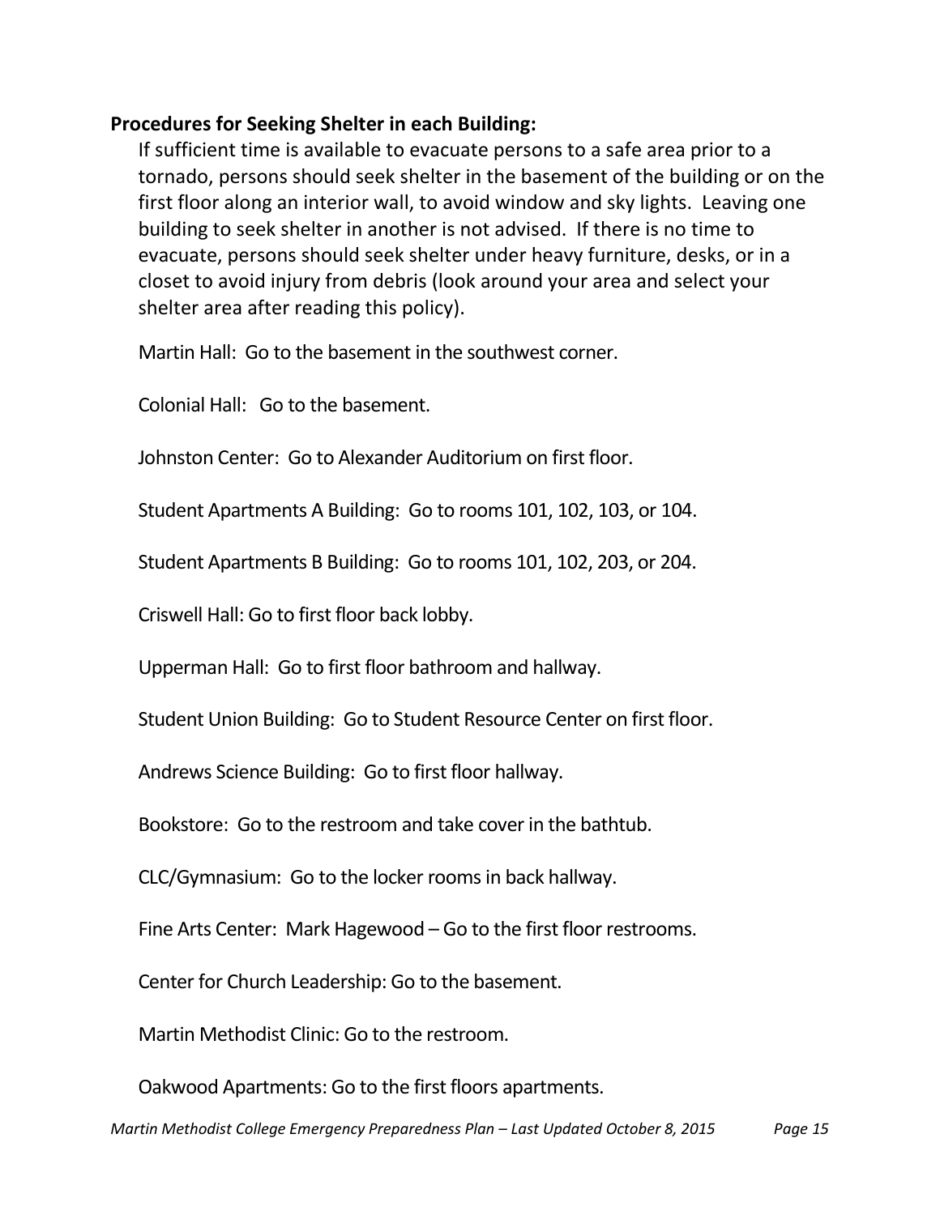**Procedures for Seeking Shelter in each Building:**

If sufficient time is available to evacuate persons to a safe area prior to a tornado, persons should seek shelter in the basement of the building or on the first floor along an interior wall, to avoid window and sky lights. Leaving one building to seek shelter in another is not advised. If there is no time to evacuate, persons should seek shelter under heavy furniture, desks, or in a closet to avoid injury from debris (look around your area and select your shelter area after reading this policy).

Martin Hall: Go to the basement in the southwest corner.

Colonial Hall: Go to the basement.

Johnston Center: Go to Alexander Auditorium on first floor.

Student Apartments A Building: Go to rooms 101, 102, 103, or 104.

Student Apartments B Building: Go to rooms 101, 102, 203, or 204.

Criswell Hall: Go to first floor back lobby.

Upperman Hall: Go to first floor bathroom and hallway.

Student Union Building: Go to Student Resource Center on first floor.

Andrews Science Building: Go to first floor hallway.

Bookstore: Go to the restroom and take cover in the bathtub.

CLC/Gymnasium: Go to the locker rooms in back hallway.

Fine Arts Center: Mark Hagewood – Go to the first floor restrooms.

Center for Church Leadership: Go to the basement.

Martin Methodist Clinic: Go to the restroom.

Oakwood Apartments: Go to the first floors apartments.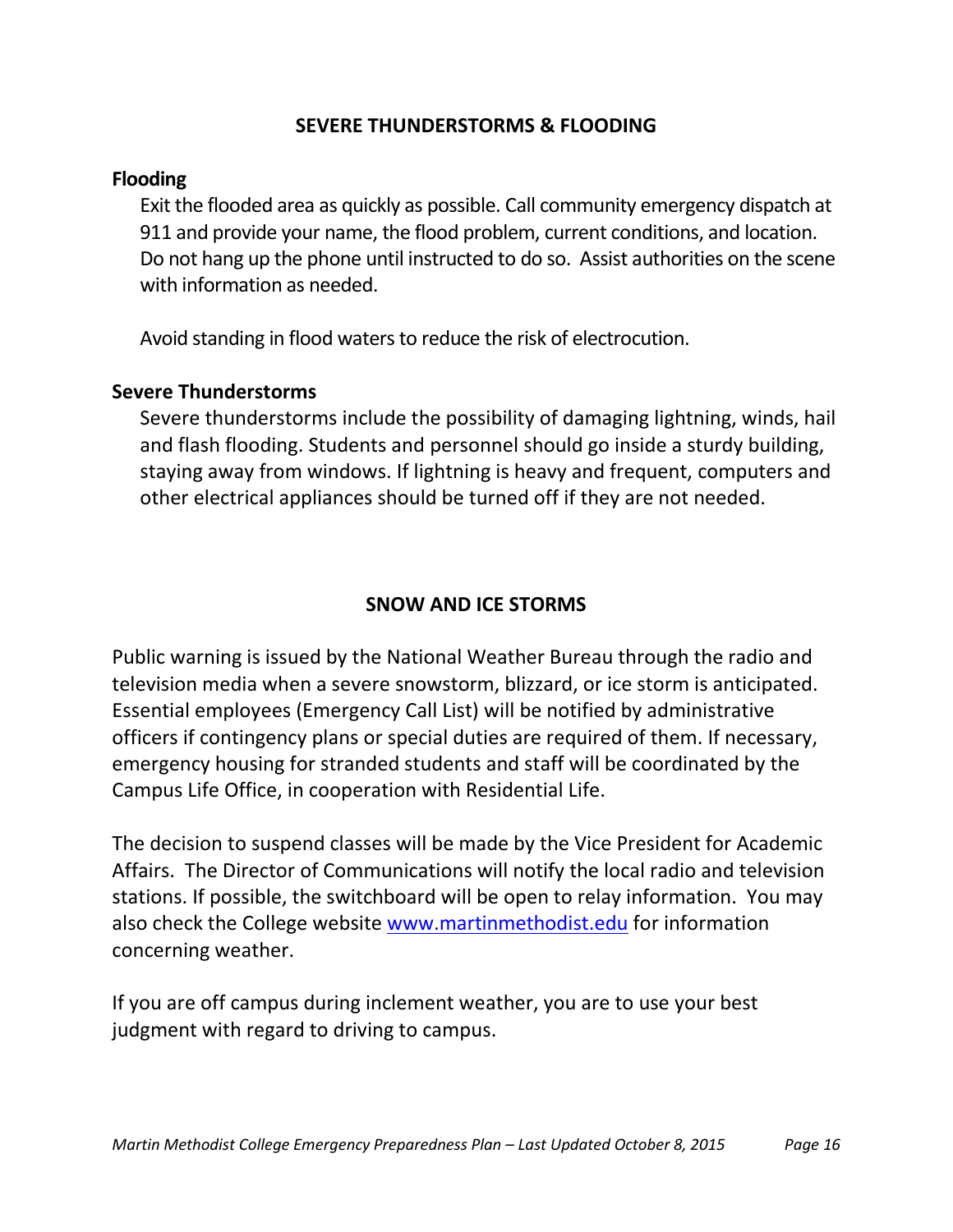## SEVERE THUNDERSTORMS & FLOODING

### Flooding

Exit the flooded area as quickly as possible. Call community emergency dispatch at 911 and provide your name, the flood problem, current conditions, and location. Do not hang up the phone until instructed to do so. Assist authorities on the scene with information as needed.

Avoid standing in flood waters to reduce the risk of electrocution.

### Severe Thunderstorms

Severe thunderstorms include the possibility of damaging lightning, winds, hail and flash flooding. Students and personnel should go inside a sturdy building, staying away from windows. If lightning is heavy and frequent, computers and other electrical appliances should be turned off if they are not needed.

## SNOW AND ICE STORMS

Public warning is issued by the National Weather Bureau through the radio and television media when a severe snowstorm, blizzard, or ice storm is anticipated. Essential employees (Emergency Call List) will be notified by administrative officers if contingency plans or special duties are required of them. If necessary, emergency housing for stranded students and staff will be coordinated by the Campus Life Office, in cooperation with Residential Life.

The decision to suspend classes will be made by the Vice President for Academic Affairs. The Director of Communications will notify the local radio and television stations. If possible, the switchboard will be open to relay information. You may also check the College website [www.martinmethodist.edu](http://www.martinmethodist.edu) for information concerning weather.

If you are off campus during inclement weather, you are to use your best judgment with regard to driving to campus.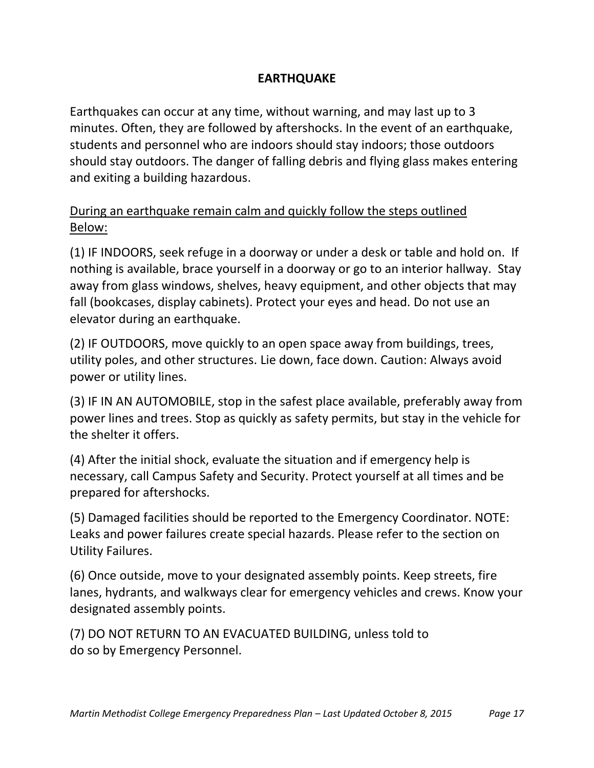## EARTHQUAKE

Earthquakes can occur at any time, without warning, and may last up to 3 minutes. Often, they are followed by aftershocks. In the event of an earthquake, students and personnel who are indoors should stay indoors; those outdoors should stay outdoors. The danger of falling debris and flying glass makes entering and exiting a building hazardous.

<u>During an earthquake remain calm and quickly follow the steps outlined Below:</u>

(1) IF INDOORS, seek refuge in a doorway or under a desk or table and hold on. If nothing is available, brace yourself in a doorway or go to an interior hallway. Stay away from glass windows, shelves, heavy equipment, and other objects that may fall (bookcases, display cabinets). Protect your eyes and head. Do not use an elevator during an earthquake.

(2) IF OUTDOORS, move quickly to an open space away from buildings, trees, utility poles, and other structures. Lie down, face down. Caution: Always avoid power or utility lines.

(3) IF IN AN AUTOMOBILE, stop in the safest place available, preferably away from power lines and trees. Stop as quickly as safety permits, but stay in the vehicle for the shelter it offers.

(4) After the initial shock, evaluate the situation and if emergency help is necessary, call Campus Safety and Security. Protect yourself at all times and be prepared for aftershocks.

(5) Damaged facilities should be reported to the Emergency Coordinator. NOTE: Leaks and power failures create special hazards. Please refer to the section on Utility Failures.

(6) Once outside, move to your designated assembly points. Keep streets, fire lanes, hydrants, and walkways clear for emergency vehicles and crews. Know your designated assembly points.

(7) DO NOT RETURN TO AN EVACUATED BUILDING, unless told to do so by Emergency Personnel.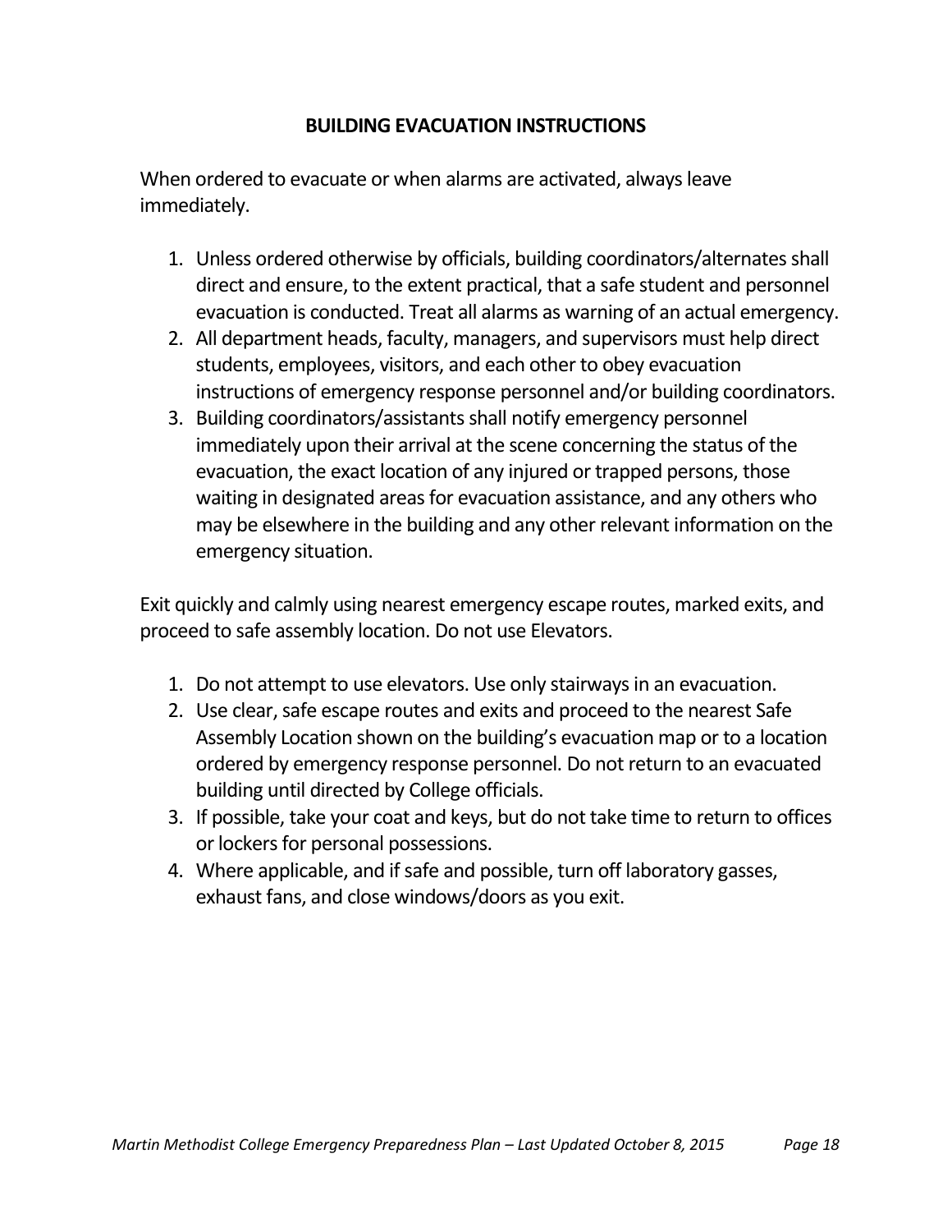## BUILDING EVACUATION INSTRUCTIONS

When ordered to evacuate or when alarms are activated, always leave immediately.

1. Unless ordered otherwise by officials, building coordinators/alternates shall direct and ensure, to the extent practical, that a safe student and personnel evacuation is conducted. Treat all alarms as warning of an actual emergency.
2. All department heads, faculty, managers, and supervisors must help direct students, employees, visitors, and each other to obey evacuation instructions of emergency response personnel and/or building coordinators.
3. Building coordinators/assistants shall notify emergency personnel immediately upon their arrival at the scene concerning the status of the evacuation, the exact location of any injured or trapped persons, those waiting in designated areas for evacuation assistance, and any others who may be elsewhere in the building and any other relevant information on the emergency situation.

Exit quickly and calmly using nearest emergency escape routes, marked exits, and proceed to safe assembly location. Do not use Elevators.

1. Do not attempt to use elevators. Use only stairways in an evacuation.
2. Use clear, safe escape routes and exits and proceed to the nearest Safe Assembly Location shown on the building's evacuation map or to a location ordered by emergency response personnel. Do not return to an evacuated building until directed by College officials.
3. If possible, take your coat and keys, but do not take time to return to offices or lockers for personal possessions.
4. Where applicable, and if safe and possible, turn off laboratory gasses, exhaust fans, and close windows/doors as you exit.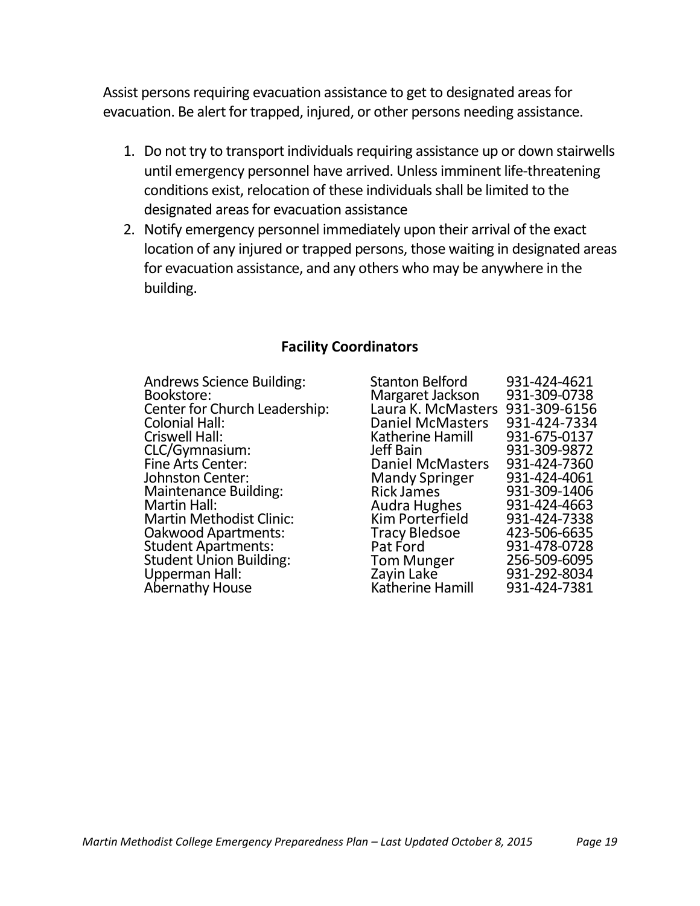Assist persons requiring evacuation assistance to get to designated areas for evacuation. Be alert for trapped, injured, or other persons needing assistance.

1. Do not try to transport individuals requiring assistance up or down stairwells until emergency personnel have arrived. Unless imminent life-threatening conditions exist, relocation of these individuals shall be limited to the designated areas for evacuation assistance
2. Notify emergency personnel immediately upon their arrival of the exact location of any injured or trapped persons, those waiting in designated areas for evacuation assistance, and any others who may be anywhere in the building.

## Facility Coordinators

| | | |
|---|---|---|
| Andrews Science Building: | Stanton Belford | 931-424-4621 |
| Bookstore: | Margaret Jackson | 931-309-0738 |
| Center for Church Leadership: | Laura K. McMasters | 931-309-6156 |
| Colonial Hall: | Daniel McMasters | 931-424-7334 |
| Criswell Hall: | Katherine Hamill | 931-675-0137 |
| CLC/Gymnasium: | Jeff Bain | 931-309-9872 |
| Fine Arts Center: | Daniel McMasters | 931-424-7360 |
| Johnston Center: | Mandy Springer | 931-424-4061 |
| Maintenance Building: | Rick James | 931-309-1406 |
| Martin Hall: | Audra Hughes | 931-424-4663 |
| Martin Methodist Clinic: | Kim Porterfield | 931-424-7338 |
| Oakwood Apartments: | Tracy Bledsoe | 423-506-6635 |
| Student Apartments: | Pat Ford | 931-478-0728 |
| Student Union Building: | Tom Munger | 256-509-6095 |
| Upperman Hall: | Zayin Lake | 931-292-8034 |
| Abernathy House | Katherine Hamill | 931-424-7381 |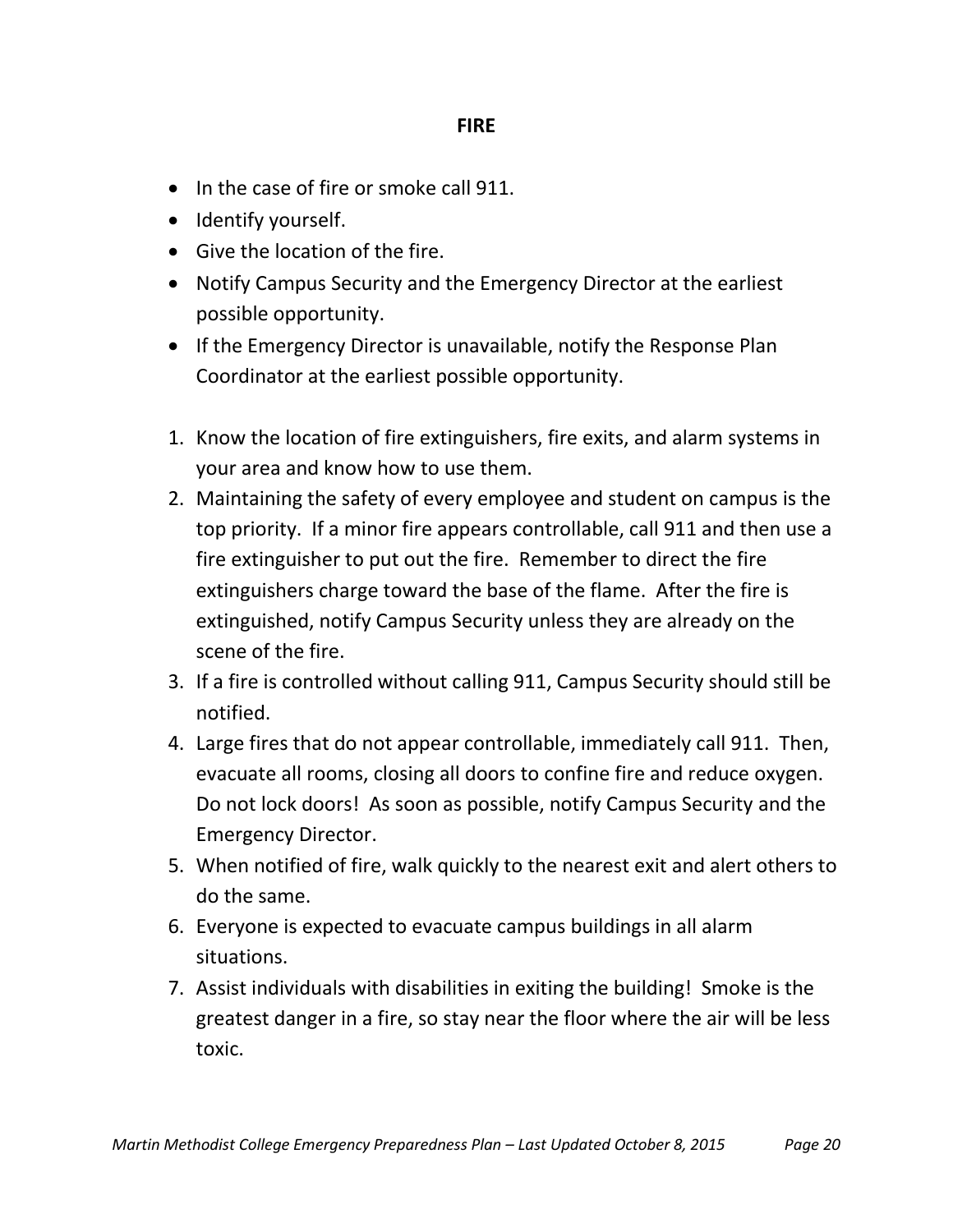## FIRE

- In the case of fire or smoke call 911.
- Identify yourself.
- Give the location of the fire.
- Notify Campus Security and the Emergency Director at the earliest possible opportunity.
- If the Emergency Director is unavailable, notify the Response Plan Coordinator at the earliest possible opportunity.

1. Know the location of fire extinguishers, fire exits, and alarm systems in your area and know how to use them.
2. Maintaining the safety of every employee and student on campus is the top priority. If a minor fire appears controllable, call 911 and then use a fire extinguisher to put out the fire. Remember to direct the fire extinguishers charge toward the base of the flame. After the fire is extinguished, notify Campus Security unless they are already on the scene of the fire.
3. If a fire is controlled without calling 911, Campus Security should still be notified.
4. Large fires that do not appear controllable, immediately call 911. Then, evacuate all rooms, closing all doors to confine fire and reduce oxygen. Do not lock doors! As soon as possible, notify Campus Security and the Emergency Director.
5. When notified of fire, walk quickly to the nearest exit and alert others to do the same.
6. Everyone is expected to evacuate campus buildings in all alarm situations.
7. Assist individuals with disabilities in exiting the building! Smoke is the greatest danger in a fire, so stay near the floor where the air will be less toxic.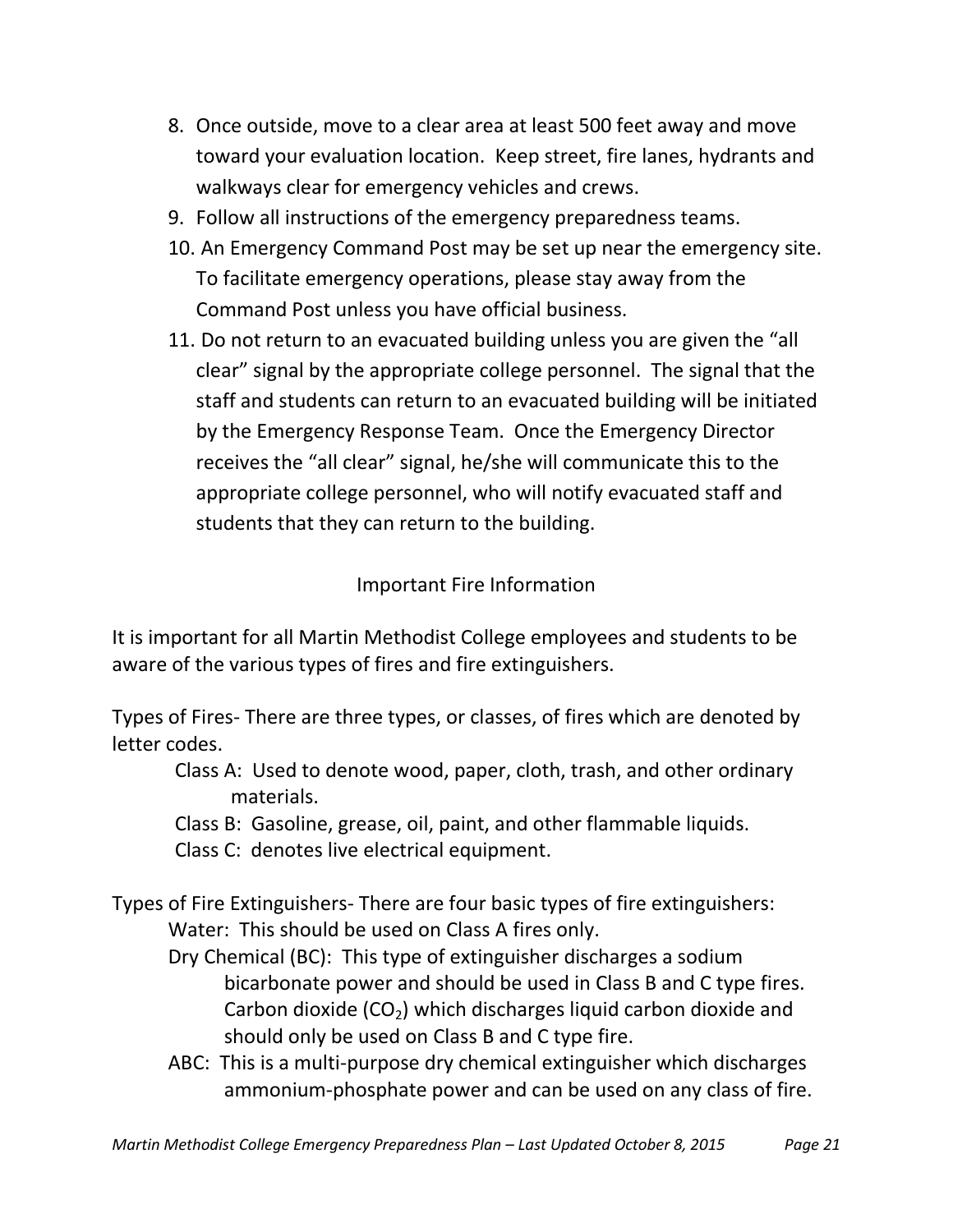8. Once outside, move to a clear area at least 500 feet away and move toward your evaluation location. Keep street, fire lanes, hydrants and walkways clear for emergency vehicles and crews.
9. Follow all instructions of the emergency preparedness teams.
10. An Emergency Command Post may be set up near the emergency site. To facilitate emergency operations, please stay away from the Command Post unless you have official business.
11. Do not return to an evacuated building unless you are given the "all clear" signal by the appropriate college personnel. The signal that the staff and students can return to an evacuated building will be initiated by the Emergency Response Team. Once the Emergency Director receives the "all clear" signal, he/she will communicate this to the appropriate college personnel, who will notify evacuated staff and students that they can return to the building.

## Important Fire Information

It is important for all Martin Methodist College employees and students to be aware of the various types of fires and fire extinguishers.

Types of Fires- There are three types, or classes, of fires which are denoted by letter codes.

- Class A: Used to denote wood, paper, cloth, trash, and other ordinary materials.
- Class B: Gasoline, grease, oil, paint, and other flammable liquids.
- Class C: denotes live electrical equipment.

Types of Fire Extinguishers- There are four basic types of fire extinguishers:

- Water: This should be used on Class A fires only.
- Dry Chemical (BC): This type of extinguisher discharges a sodium bicarbonate power and should be used in Class B and C type fires. Carbon dioxide ($CO_2$) which discharges liquid carbon dioxide and should only be used on Class B and C type fire.
- ABC: This is a multi-purpose dry chemical extinguisher which discharges ammonium-phosphate power and can be used on any class of fire.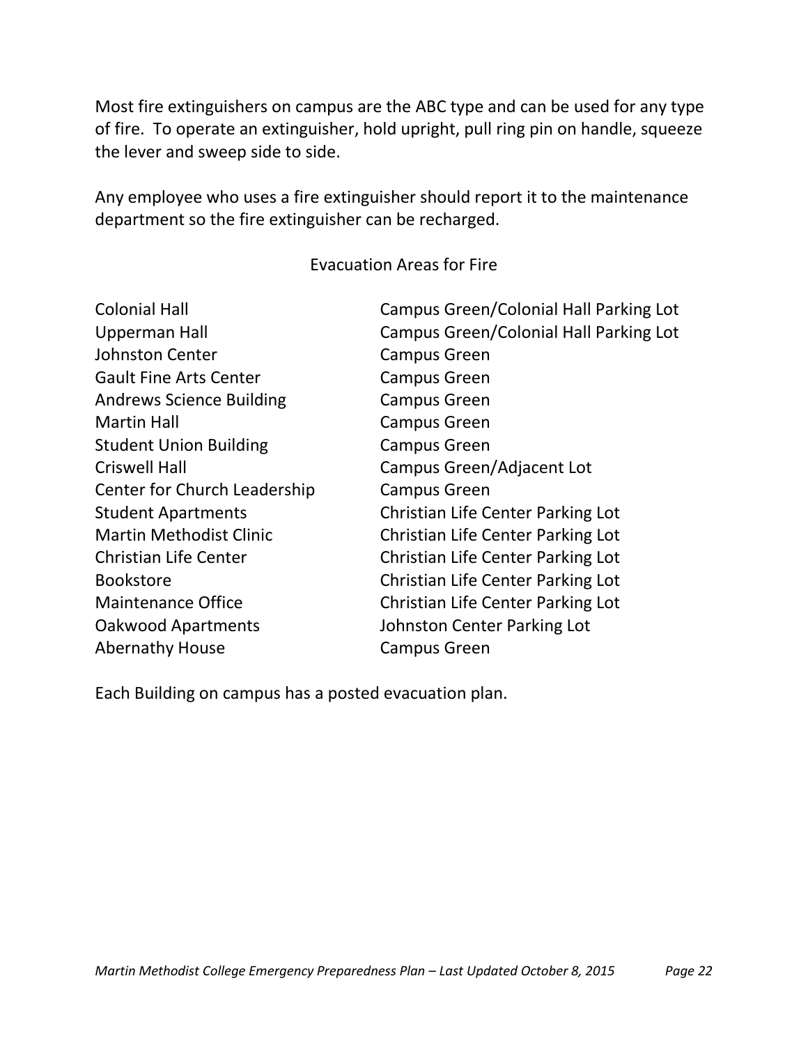Most fire extinguishers on campus are the ABC type and can be used for any type of fire. To operate an extinguisher, hold upright, pull ring pin on handle, squeeze the lever and sweep side to side.

Any employee who uses a fire extinguisher should report it to the maintenance department so the fire extinguisher can be recharged.

## Evacuation Areas for Fire

| Building | Evacuation Area |
| --- | --- |
| Colonial Hall | Campus Green/Colonial Hall Parking Lot |
| Upperman Hall | Campus Green/Colonial Hall Parking Lot |
| Johnston Center | Campus Green |
| Gault Fine Arts Center | Campus Green |
| Andrews Science Building | Campus Green |
| Martin Hall | Campus Green |
| Student Union Building | Campus Green |
| Criswell Hall | Campus Green/Adjacent Lot |
| Center for Church Leadership | Campus Green |
| Student Apartments | Christian Life Center Parking Lot |
| Martin Methodist Clinic | Christian Life Center Parking Lot |
| Christian Life Center | Christian Life Center Parking Lot |
| Bookstore | Christian Life Center Parking Lot |
| Maintenance Office | Christian Life Center Parking Lot |
| Oakwood Apartments | Johnston Center Parking Lot |
| Abernathy House | Campus Green |

Each Building on campus has a posted evacuation plan.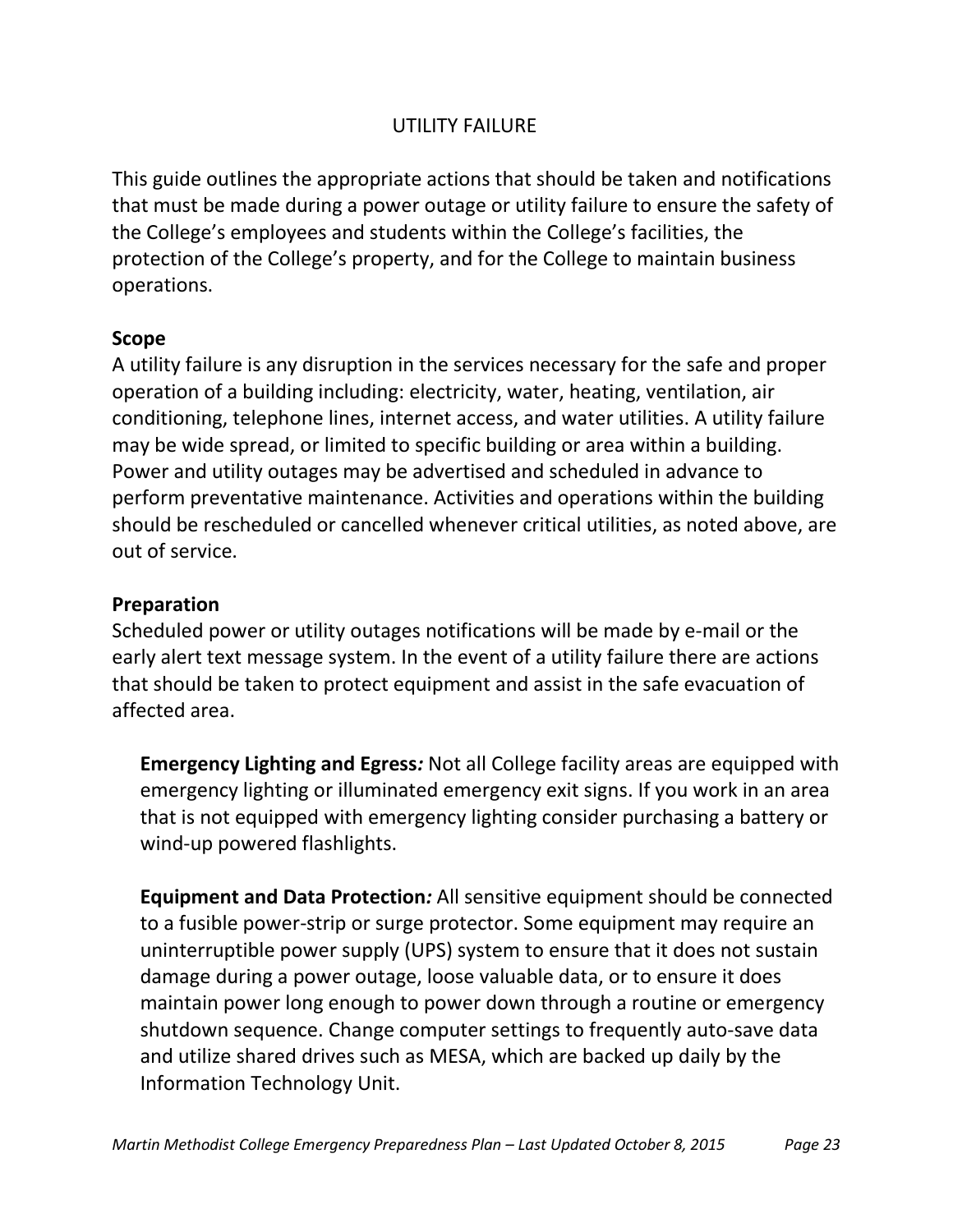## UTILITY FAILURE

This guide outlines the appropriate actions that should be taken and notifications that must be made during a power outage or utility failure to ensure the safety of the College's employees and students within the College's facilities, the protection of the College's property, and for the College to maintain business operations.

### Scope

A utility failure is any disruption in the services necessary for the safe and proper operation of a building including: electricity, water, heating, ventilation, air conditioning, telephone lines, internet access, and water utilities. A utility failure may be wide spread, or limited to specific building or area within a building. Power and utility outages may be advertised and scheduled in advance to perform preventative maintenance. Activities and operations within the building should be rescheduled or cancelled whenever critical utilities, as noted above, are out of service.

### Preparation

Scheduled power or utility outages notifications will be made by e-mail or the early alert text message system. In the event of a utility failure there are actions that should be taken to protect equipment and assist in the safe evacuation of affected area.

**Emergency Lighting and Egress***:* Not all College facility areas are equipped with emergency lighting or illuminated emergency exit signs. If you work in an area that is not equipped with emergency lighting consider purchasing a battery or wind-up powered flashlights.

**Equipment and Data Protection***:* All sensitive equipment should be connected to a fusible power-strip or surge protector. Some equipment may require an uninterruptible power supply (UPS) system to ensure that it does not sustain damage during a power outage, loose valuable data, or to ensure it does maintain power long enough to power down through a routine or emergency shutdown sequence. Change computer settings to frequently auto-save data and utilize shared drives such as MESA, which are backed up daily by the Information Technology Unit.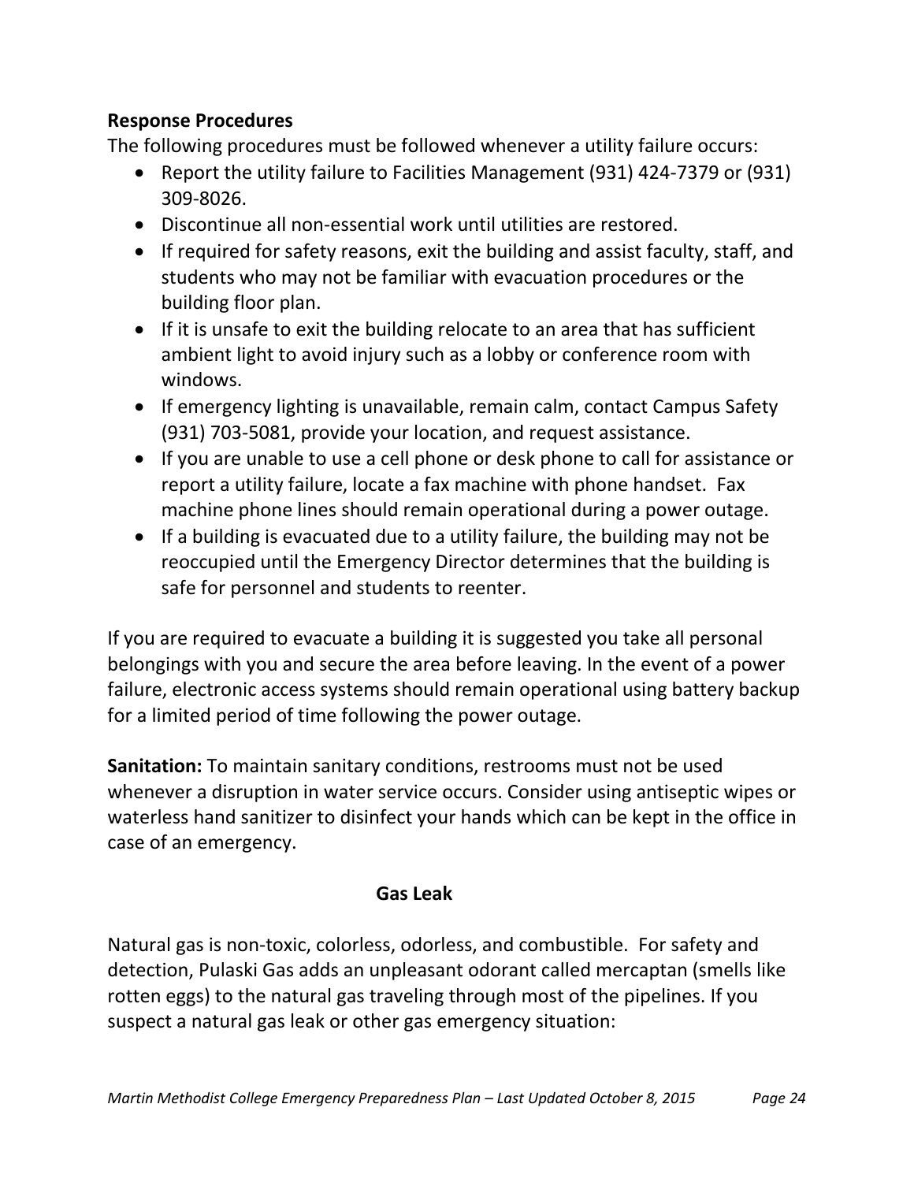**Response Procedures**

The following procedures must be followed whenever a utility failure occurs:

- Report the utility failure to Facilities Management (931) 424-7379 or (931) 309-8026.
- Discontinue all non-essential work until utilities are restored.
- If required for safety reasons, exit the building and assist faculty, staff, and students who may not be familiar with evacuation procedures or the building floor plan.
- If it is unsafe to exit the building relocate to an area that has sufficient ambient light to avoid injury such as a lobby or conference room with windows.
- If emergency lighting is unavailable, remain calm, contact Campus Safety (931) 703-5081, provide your location, and request assistance.
- If you are unable to use a cell phone or desk phone to call for assistance or report a utility failure, locate a fax machine with phone handset. Fax machine phone lines should remain operational during a power outage.
- If a building is evacuated due to a utility failure, the building may not be reoccupied until the Emergency Director determines that the building is safe for personnel and students to reenter.

If you are required to evacuate a building it is suggested you take all personal belongings with you and secure the area before leaving. In the event of a power failure, electronic access systems should remain operational using battery backup for a limited period of time following the power outage.

**Sanitation:** To maintain sanitary conditions, restrooms must not be used whenever a disruption in water service occurs. Consider using antiseptic wipes or waterless hand sanitizer to disinfect your hands which can be kept in the office in case of an emergency.

## Gas Leak

Natural gas is non-toxic, colorless, odorless, and combustible. For safety and detection, Pulaski Gas adds an unpleasant odorant called mercaptan (smells like rotten eggs) to the natural gas traveling through most of the pipelines. If you suspect a natural gas leak or other gas emergency situation: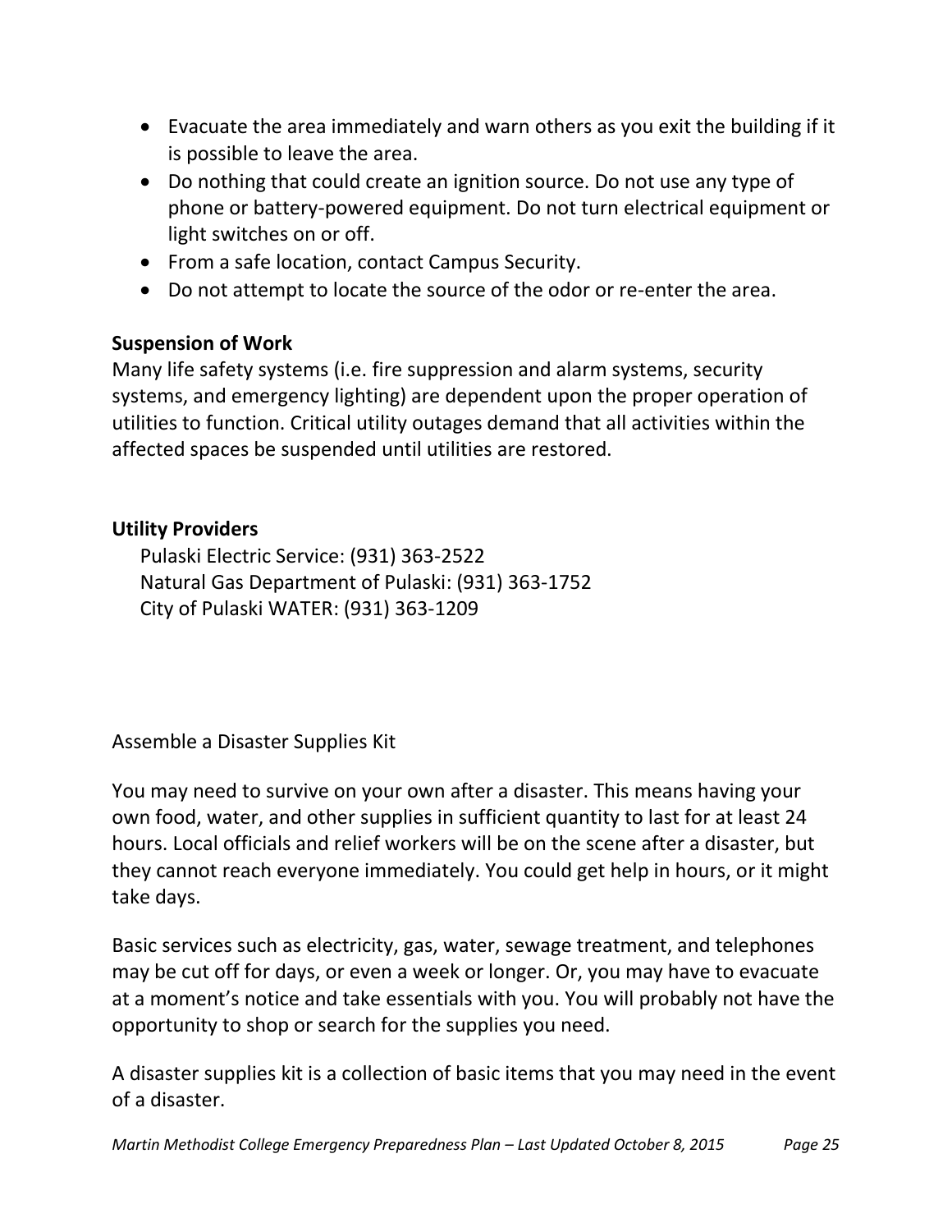- Evacuate the area immediately and warn others as you exit the building if it is possible to leave the area.
- Do nothing that could create an ignition source. Do not use any type of phone or battery-powered equipment. Do not turn electrical equipment or light switches on or off.
- From a safe location, contact Campus Security.
- Do not attempt to locate the source of the odor or re-enter the area.

**Suspension of Work**

Many life safety systems (i.e. fire suppression and alarm systems, security systems, and emergency lighting) are dependent upon the proper operation of utilities to function. Critical utility outages demand that all activities within the affected spaces be suspended until utilities are restored.

**Utility Providers**

Pulaski Electric Service: (931) 363-2522
Natural Gas Department of Pulaski: (931) 363-1752
City of Pulaski WATER: (931) 363-1209

Assemble a Disaster Supplies Kit

You may need to survive on your own after a disaster. This means having your own food, water, and other supplies in sufficient quantity to last for at least 24 hours. Local officials and relief workers will be on the scene after a disaster, but they cannot reach everyone immediately. You could get help in hours, or it might take days.

Basic services such as electricity, gas, water, sewage treatment, and telephones may be cut off for days, or even a week or longer. Or, you may have to evacuate at a moment's notice and take essentials with you. You will probably not have the opportunity to shop or search for the supplies you need.

A disaster supplies kit is a collection of basic items that you may need in the event of a disaster.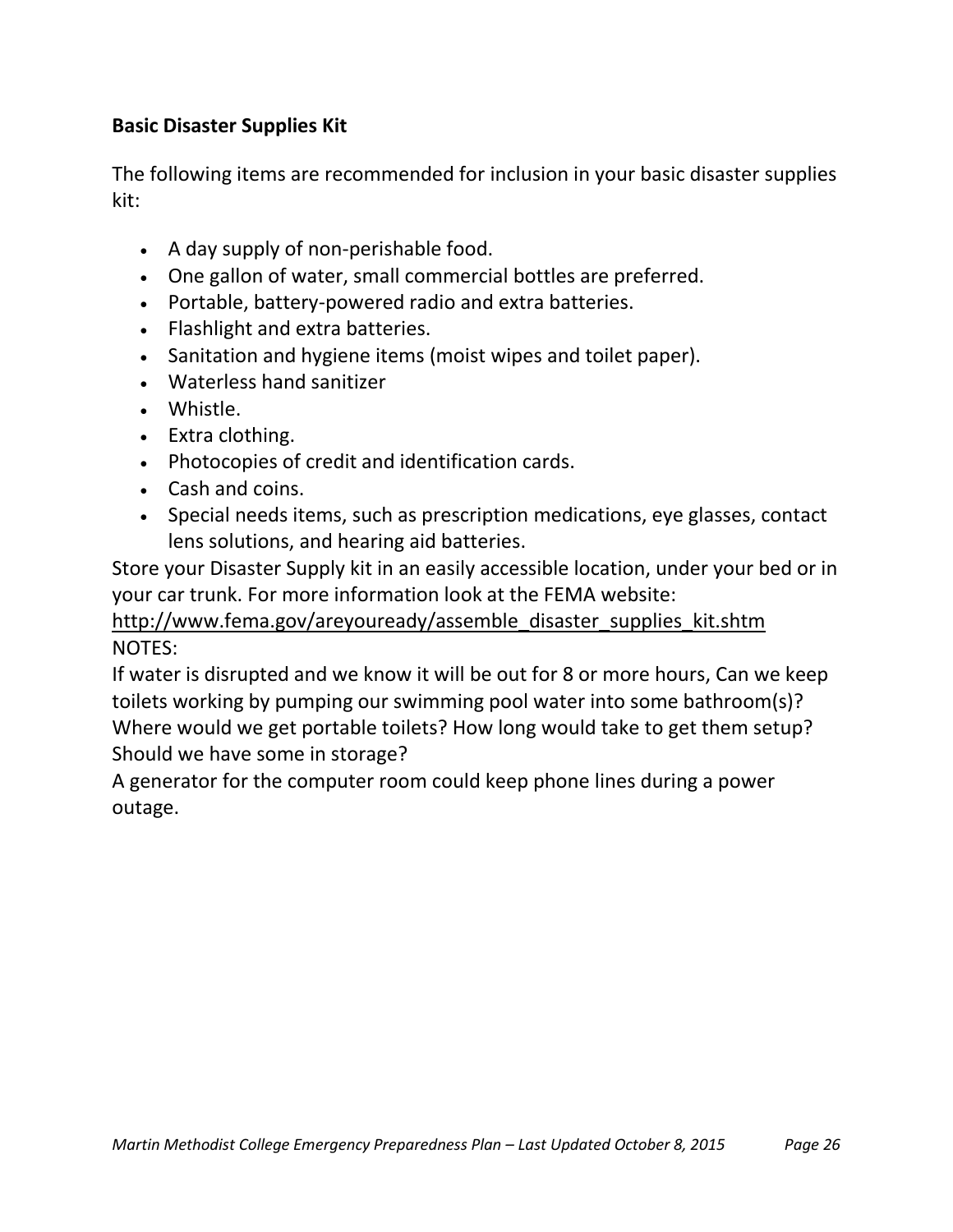**Basic Disaster Supplies Kit**

The following items are recommended for inclusion in your basic disaster supplies kit:

- A day supply of non-perishable food.
- One gallon of water, small commercial bottles are preferred.
- Portable, battery-powered radio and extra batteries.
- Flashlight and extra batteries.
- Sanitation and hygiene items (moist wipes and toilet paper).
- Waterless hand sanitizer
- Whistle.
- Extra clothing.
- Photocopies of credit and identification cards.
- Cash and coins.
- Special needs items, such as prescription medications, eye glasses, contact lens solutions, and hearing aid batteries.

Store your Disaster Supply kit in an easily accessible location, under your bed or in your car trunk. For more information look at the FEMA website:
http://www.fema.gov/areyouready/assemble_disaster_supplies_kit.shtm

NOTES:

If water is disrupted and we know it will be out for 8 or more hours, Can we keep toilets working by pumping our swimming pool water into some bathroom(s)? Where would we get portable toilets? How long would take to get them setup? Should we have some in storage?

A generator for the computer room could keep phone lines during a power outage.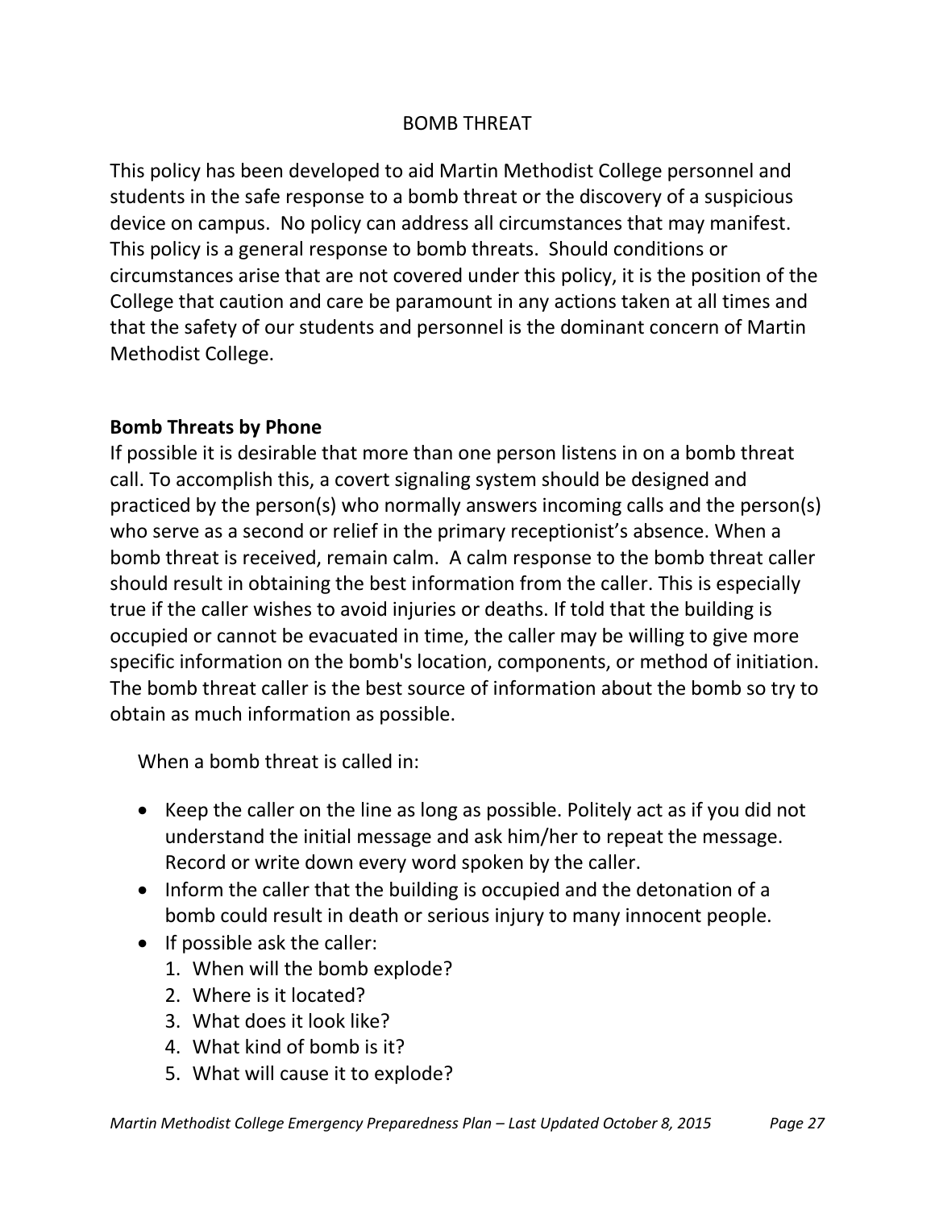## BOMB THREAT

This policy has been developed to aid Martin Methodist College personnel and students in the safe response to a bomb threat or the discovery of a suspicious device on campus. No policy can address all circumstances that may manifest. This policy is a general response to bomb threats. Should conditions or circumstances arise that are not covered under this policy, it is the position of the College that caution and care be paramount in any actions taken at all times and that the safety of our students and personnel is the dominant concern of Martin Methodist College.

### Bomb Threats by Phone

If possible it is desirable that more than one person listens in on a bomb threat call. To accomplish this, a covert signaling system should be designed and practiced by the person(s) who normally answers incoming calls and the person(s) who serve as a second or relief in the primary receptionist's absence. When a bomb threat is received, remain calm. A calm response to the bomb threat caller should result in obtaining the best information from the caller. This is especially true if the caller wishes to avoid injuries or deaths. If told that the building is occupied or cannot be evacuated in time, the caller may be willing to give more specific information on the bomb's location, components, or method of initiation. The bomb threat caller is the best source of information about the bomb so try to obtain as much information as possible.

When a bomb threat is called in:

- Keep the caller on the line as long as possible. Politely act as if you did not understand the initial message and ask him/her to repeat the message. Record or write down every word spoken by the caller.
- Inform the caller that the building is occupied and the detonation of a bomb could result in death or serious injury to many innocent people.
- If possible ask the caller:
  1. When will the bomb explode?
  2. Where is it located?
  3. What does it look like?
  4. What kind of bomb is it?
  5. What will cause it to explode?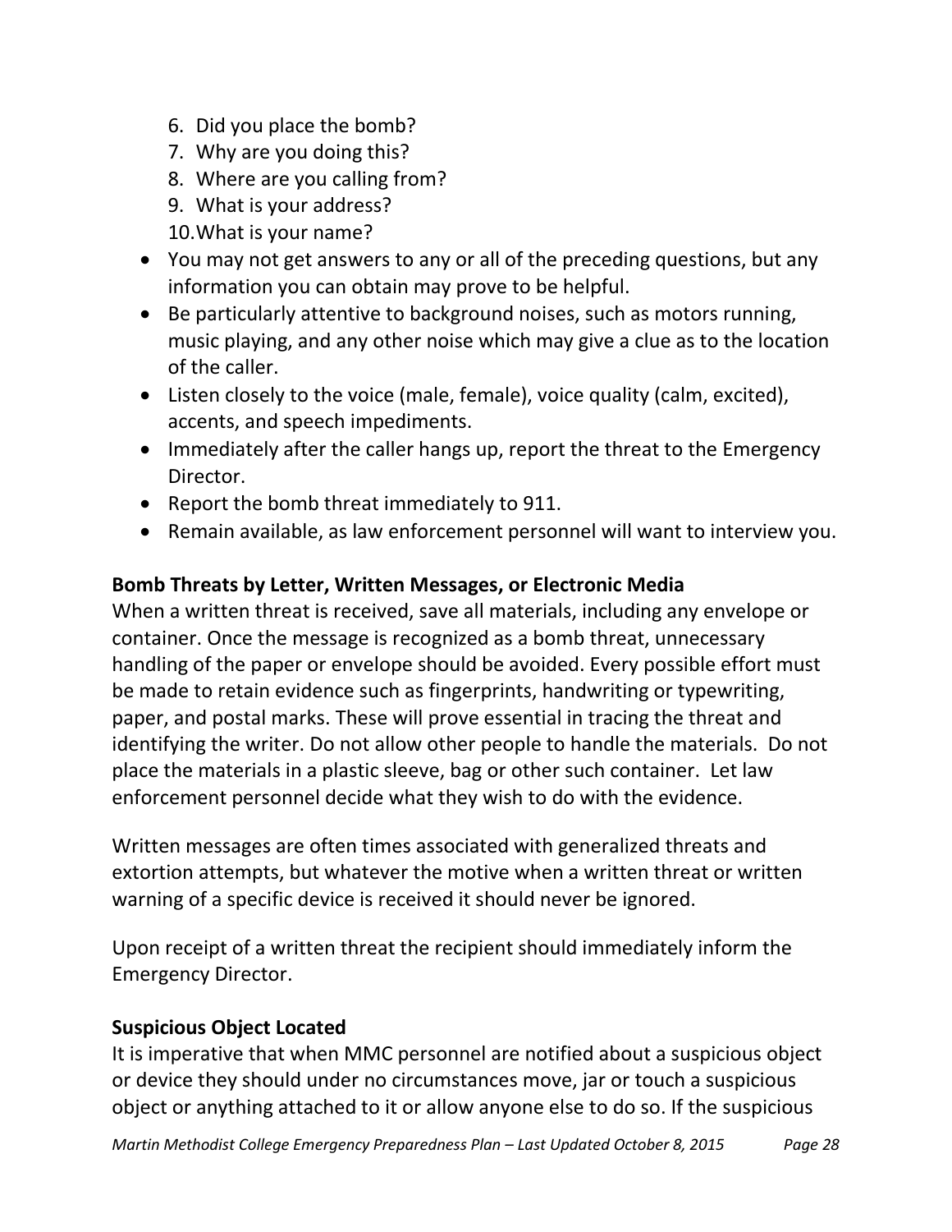6. Did you place the bomb?
7. Why are you doing this?
8. Where are you calling from?
9. What is your address?
10. What is your name?

- You may not get answers to any or all of the preceding questions, but any information you can obtain may prove to be helpful.
- Be particularly attentive to background noises, such as motors running, music playing, and any other noise which may give a clue as to the location of the caller.
- Listen closely to the voice (male, female), voice quality (calm, excited), accents, and speech impediments.
- Immediately after the caller hangs up, report the threat to the Emergency Director.
- Report the bomb threat immediately to 911.
- Remain available, as law enforcement personnel will want to interview you.

**Bomb Threats by Letter, Written Messages, or Electronic Media**

When a written threat is received, save all materials, including any envelope or container. Once the message is recognized as a bomb threat, unnecessary handling of the paper or envelope should be avoided. Every possible effort must be made to retain evidence such as fingerprints, handwriting or typewriting, paper, and postal marks. These will prove essential in tracing the threat and identifying the writer. Do not allow other people to handle the materials. Do not place the materials in a plastic sleeve, bag or other such container. Let law enforcement personnel decide what they wish to do with the evidence.

Written messages are often times associated with generalized threats and extortion attempts, but whatever the motive when a written threat or written warning of a specific device is received it should never be ignored.

Upon receipt of a written threat the recipient should immediately inform the Emergency Director.

**Suspicious Object Located**

It is imperative that when MMC personnel are notified about a suspicious object or device they should under no circumstances move, jar or touch a suspicious object or anything attached to it or allow anyone else to do so. If the suspicious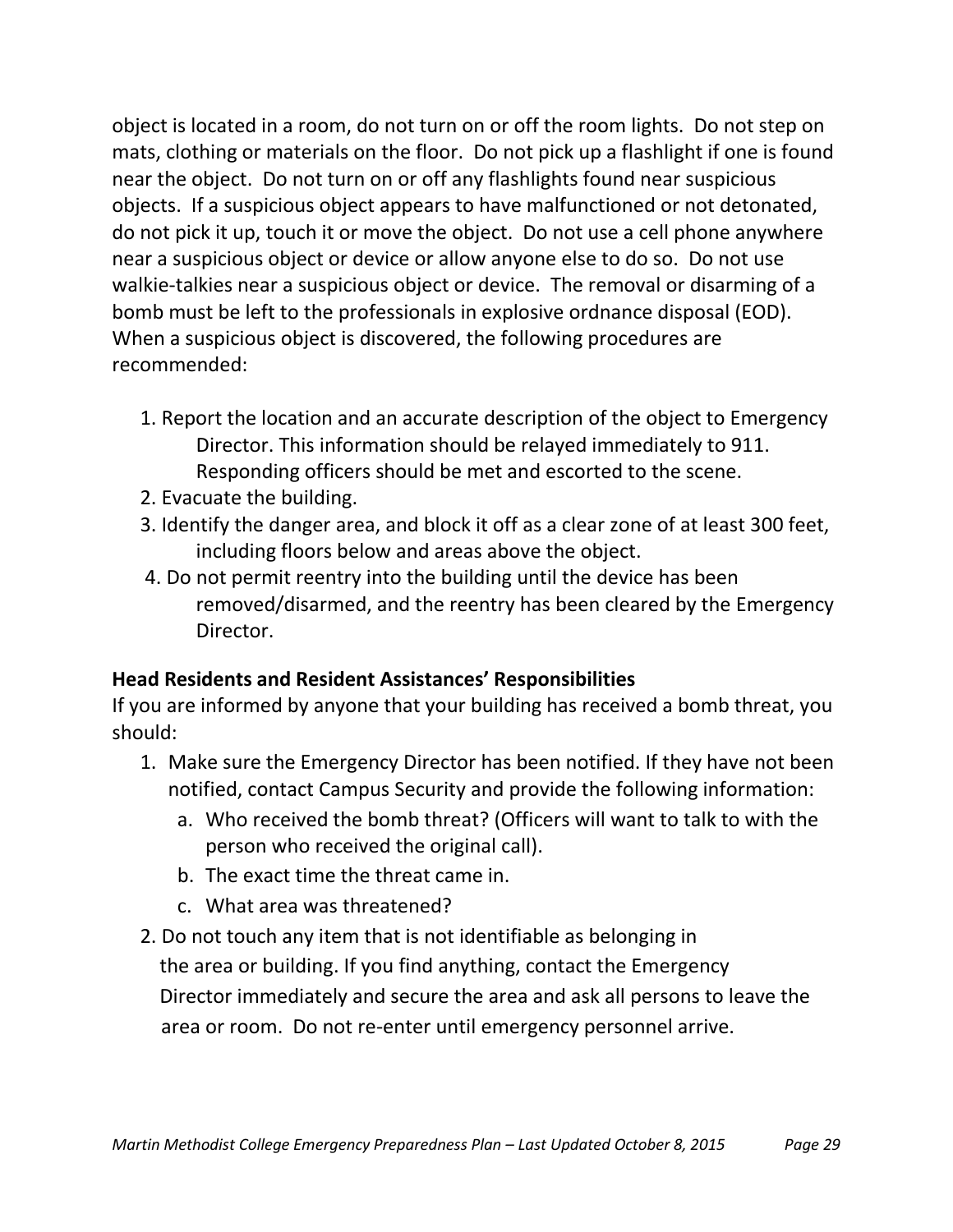object is located in a room, do not turn on or off the room lights. Do not step on mats, clothing or materials on the floor. Do not pick up a flashlight if one is found near the object. Do not turn on or off any flashlights found near suspicious objects. If a suspicious object appears to have malfunctioned or not detonated, do not pick it up, touch it or move the object. Do not use a cell phone anywhere near a suspicious object or device or allow anyone else to do so. Do not use walkie-talkies near a suspicious object or device. The removal or disarming of a bomb must be left to the professionals in explosive ordnance disposal (EOD). When a suspicious object is discovered, the following procedures are recommended:

1. Report the location and an accurate description of the object to Emergency Director. This information should be relayed immediately to 911. Responding officers should be met and escorted to the scene.
2. Evacuate the building.
3. Identify the danger area, and block it off as a clear zone of at least 300 feet, including floors below and areas above the object.
4. Do not permit reentry into the building until the device has been removed/disarmed, and the reentry has been cleared by the Emergency Director.

**Head Residents and Resident Assistances' Responsibilities**

If you are informed by anyone that your building has received a bomb threat, you should:

1. Make sure the Emergency Director has been notified. If they have not been notified, contact Campus Security and provide the following information:
   a. Who received the bomb threat? (Officers will want to talk to with the person who received the original call).
   b. The exact time the threat came in.
   c. What area was threatened?
2. Do not touch any item that is not identifiable as belonging in the area or building. If you find anything, contact the Emergency Director immediately and secure the area and ask all persons to leave the area or room. Do not re-enter until emergency personnel arrive.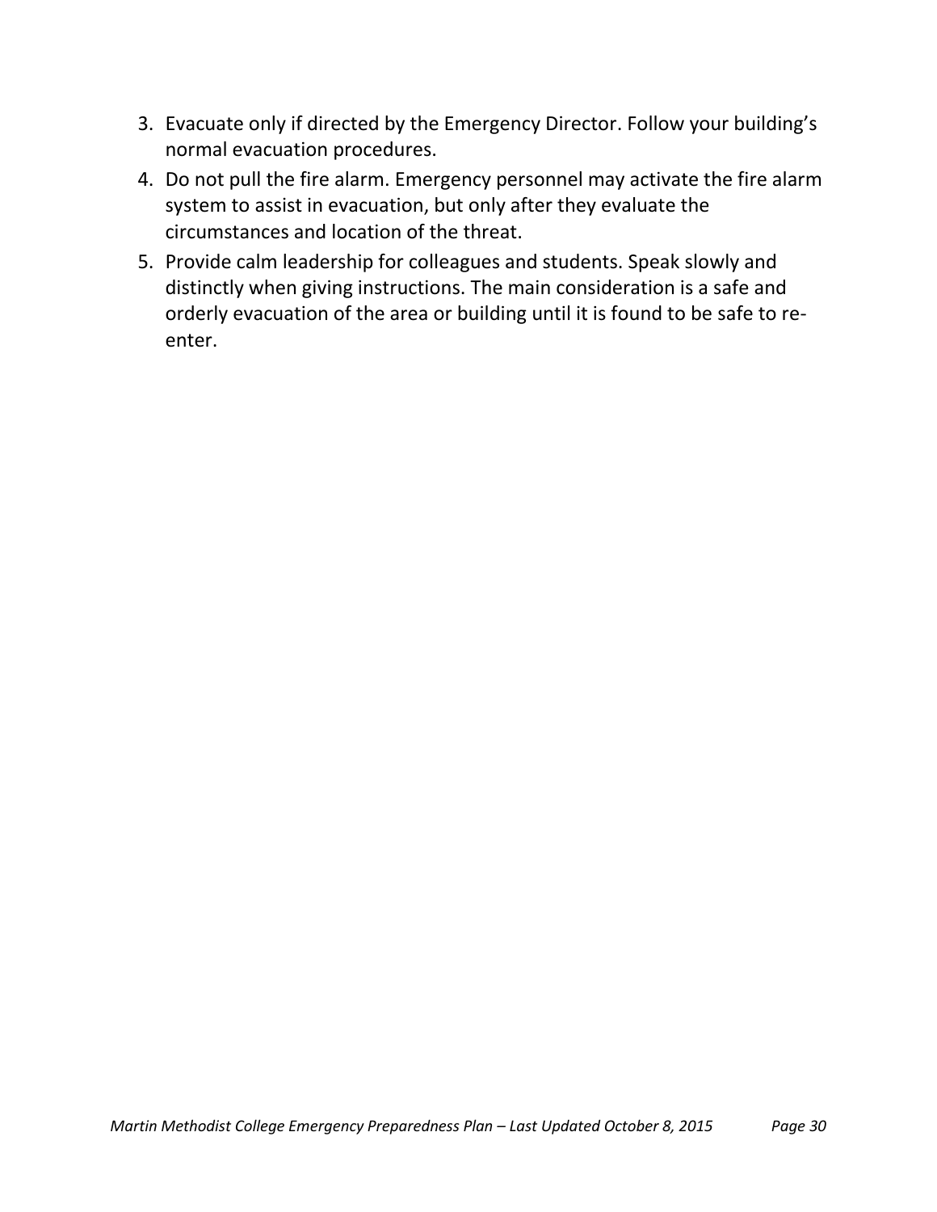3. Evacuate only if directed by the Emergency Director. Follow your building's normal evacuation procedures.
4. Do not pull the fire alarm. Emergency personnel may activate the fire alarm system to assist in evacuation, but only after they evaluate the circumstances and location of the threat.
5. Provide calm leadership for colleagues and students. Speak slowly and distinctly when giving instructions. The main consideration is a safe and orderly evacuation of the area or building until it is found to be safe to re-enter.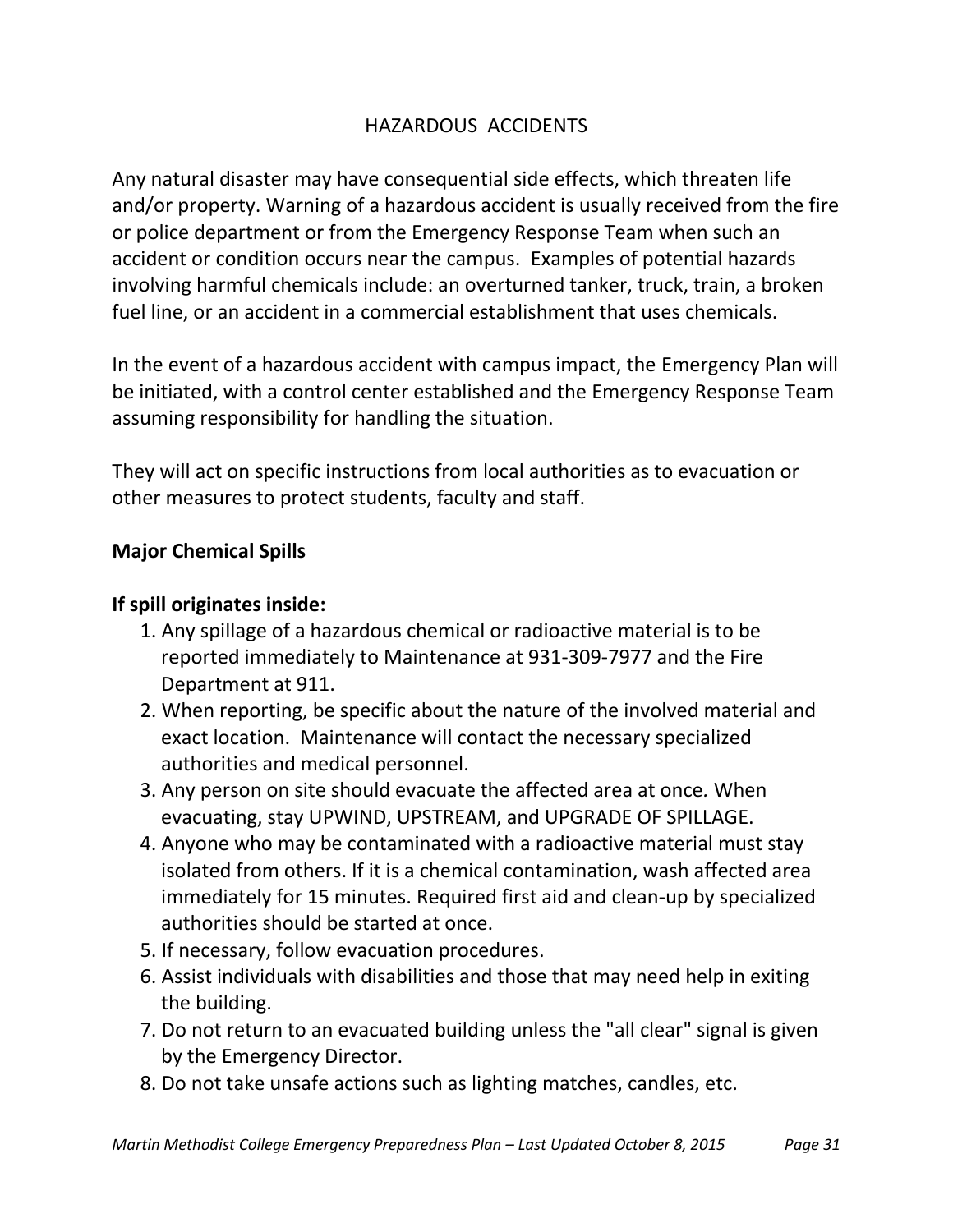# HAZARDOUS ACCIDENTS

Any natural disaster may have consequential side effects, which threaten life and/or property. Warning of a hazardous accident is usually received from the fire or police department or from the Emergency Response Team when such an accident or condition occurs near the campus. Examples of potential hazards involving harmful chemicals include: an overturned tanker, truck, train, a broken fuel line, or an accident in a commercial establishment that uses chemicals.

In the event of a hazardous accident with campus impact, the Emergency Plan will be initiated, with a control center established and the Emergency Response Team assuming responsibility for handling the situation.

They will act on specific instructions from local authorities as to evacuation or other measures to protect students, faculty and staff.

**Major Chemical Spills**

**If spill originates inside:**

1. Any spillage of a hazardous chemical or radioactive material is to be reported immediately to Maintenance at 931-309-7977 and the Fire Department at 911.
2. When reporting, be specific about the nature of the involved material and exact location. Maintenance will contact the necessary specialized authorities and medical personnel.
3. Any person on site should evacuate the affected area at once. When evacuating, stay UPWIND, UPSTREAM, and UPGRADE OF SPILLAGE.
4. Anyone who may be contaminated with a radioactive material must stay isolated from others. If it is a chemical contamination, wash affected area immediately for 15 minutes. Required first aid and clean-up by specialized authorities should be started at once.
5. If necessary, follow evacuation procedures.
6. Assist individuals with disabilities and those that may need help in exiting the building.
7. Do not return to an evacuated building unless the "all clear" signal is given by the Emergency Director.
8. Do not take unsafe actions such as lighting matches, candles, etc.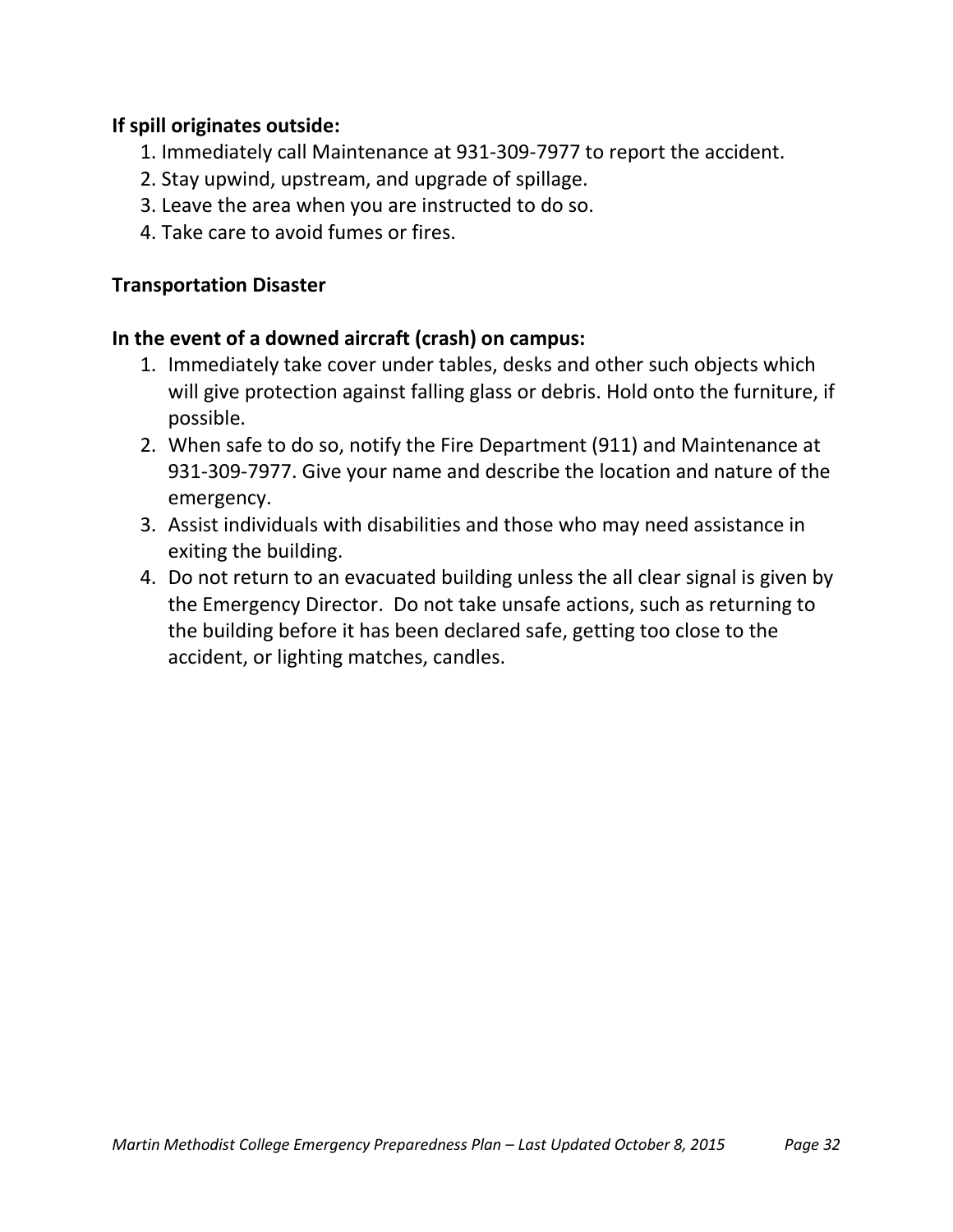**If spill originates outside:**

1. Immediately call Maintenance at 931-309-7977 to report the accident.
2. Stay upwind, upstream, and upgrade of spillage.
3. Leave the area when you are instructed to do so.
4. Take care to avoid fumes or fires.

**Transportation Disaster**

**In the event of a downed aircraft (crash) on campus:**

1. Immediately take cover under tables, desks and other such objects which will give protection against falling glass or debris. Hold onto the furniture, if possible.
2. When safe to do so, notify the Fire Department (911) and Maintenance at 931-309-7977. Give your name and describe the location and nature of the emergency.
3. Assist individuals with disabilities and those who may need assistance in exiting the building.
4. Do not return to an evacuated building unless the all clear signal is given by the Emergency Director. Do not take unsafe actions, such as returning to the building before it has been declared safe, getting too close to the accident, or lighting matches, candles.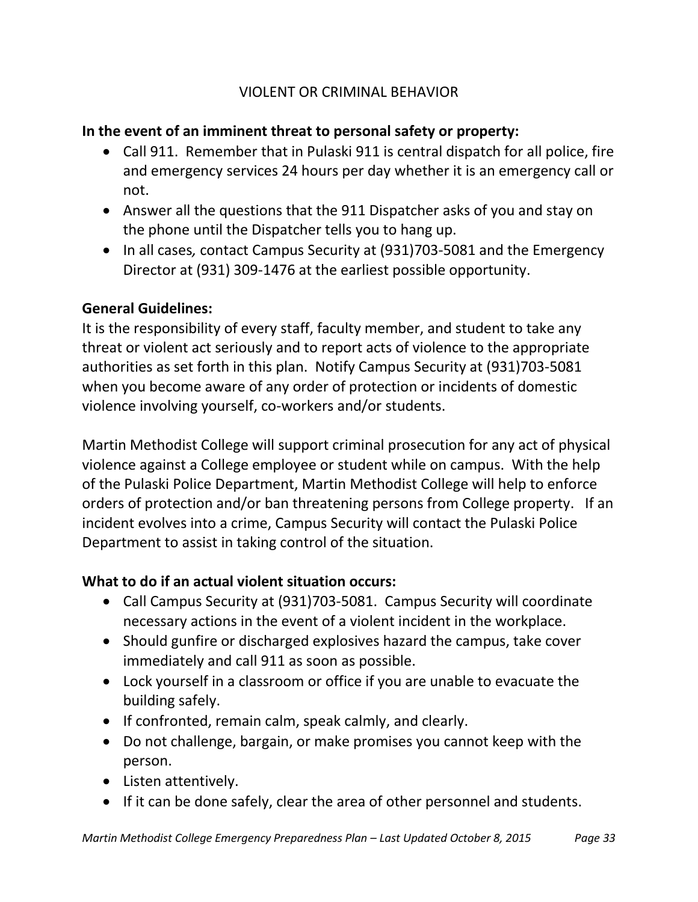## VIOLENT OR CRIMINAL BEHAVIOR

**In the event of an imminent threat to personal safety or property:**

- Call 911. Remember that in Pulaski 911 is central dispatch for all police, fire and emergency services 24 hours per day whether it is an emergency call or not.
- Answer all the questions that the 911 Dispatcher asks of you and stay on the phone until the Dispatcher tells you to hang up.
- In all cases, contact Campus Security at (931)703-5081 and the Emergency Director at (931) 309-1476 at the earliest possible opportunity.

**General Guidelines:**

It is the responsibility of every staff, faculty member, and student to take any threat or violent act seriously and to report acts of violence to the appropriate authorities as set forth in this plan. Notify Campus Security at (931)703-5081 when you become aware of any order of protection or incidents of domestic violence involving yourself, co-workers and/or students.

Martin Methodist College will support criminal prosecution for any act of physical violence against a College employee or student while on campus. With the help of the Pulaski Police Department, Martin Methodist College will help to enforce orders of protection and/or ban threatening persons from College property. If an incident evolves into a crime, Campus Security will contact the Pulaski Police Department to assist in taking control of the situation.

**What to do if an actual violent situation occurs:**

- Call Campus Security at (931)703-5081. Campus Security will coordinate necessary actions in the event of a violent incident in the workplace.
- Should gunfire or discharged explosives hazard the campus, take cover immediately and call 911 as soon as possible.
- Lock yourself in a classroom or office if you are unable to evacuate the building safely.
- If confronted, remain calm, speak calmly, and clearly.
- Do not challenge, bargain, or make promises you cannot keep with the person.
- Listen attentively.
- If it can be done safely, clear the area of other personnel and students.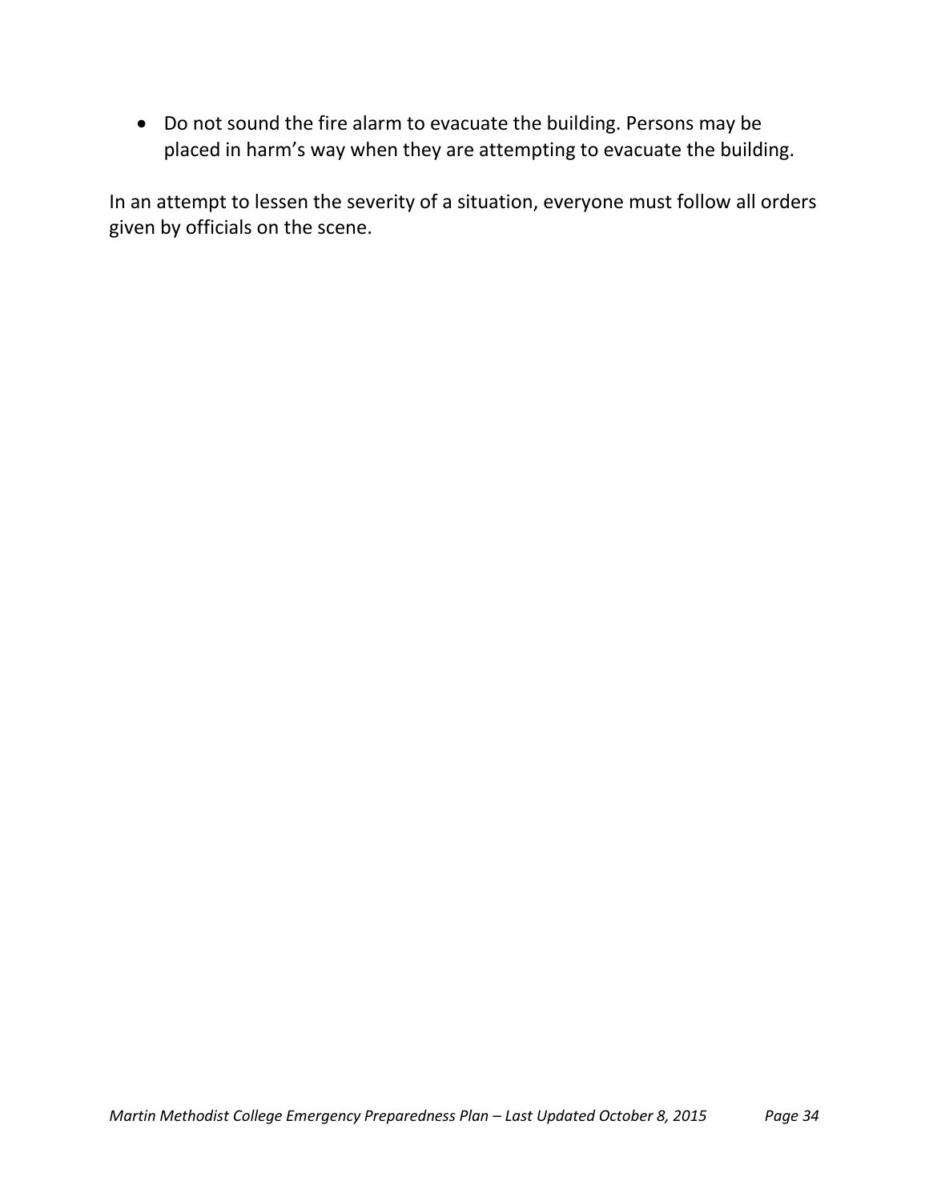- Do not sound the fire alarm to evacuate the building. Persons may be placed in harm's way when they are attempting to evacuate the building.

In an attempt to lessen the severity of a situation, everyone must follow all orders given by officials on the scene.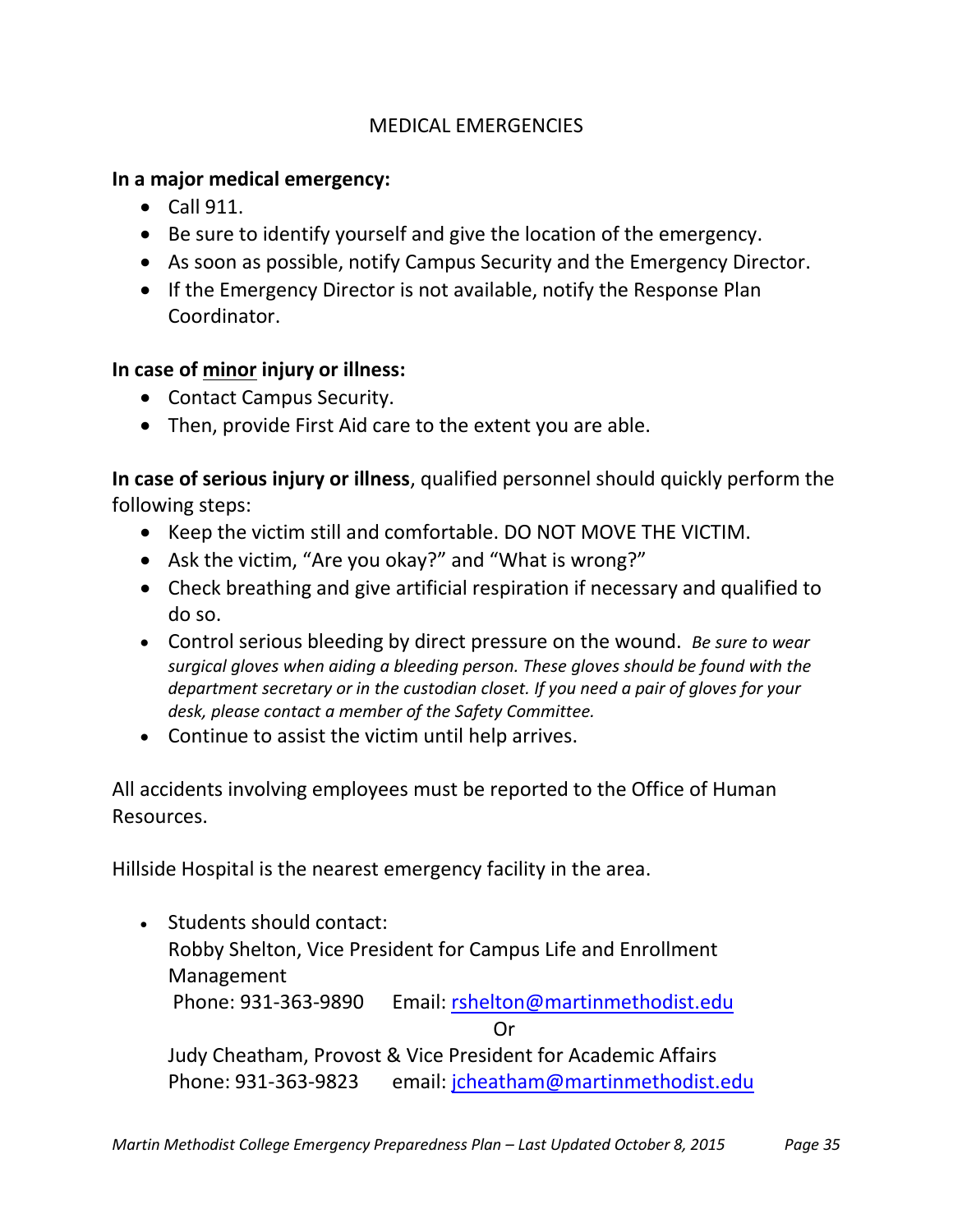## MEDICAL EMERGENCIES

**In a major medical emergency:**

- Call 911.
- Be sure to identify yourself and give the location of the emergency.
- As soon as possible, notify Campus Security and the Emergency Director.
- If the Emergency Director is not available, notify the Response Plan Coordinator.

**In case of <u>minor</u> injury or illness:**

- Contact Campus Security.
- Then, provide First Aid care to the extent you are able.

**In case of serious injury or illness**, qualified personnel should quickly perform the following steps:

- Keep the victim still and comfortable. DO NOT MOVE THE VICTIM.
- Ask the victim, "Are you okay?" and "What is wrong?"
- Check breathing and give artificial respiration if necessary and qualified to do so.
- Control serious bleeding by direct pressure on the wound. *Be sure to wear surgical gloves when aiding a bleeding person. These gloves should be found with the department secretary or in the custodian closet. If you need a pair of gloves for your desk, please contact a member of the Safety Committee.*
- Continue to assist the victim until help arrives.

All accidents involving employees must be reported to the Office of Human Resources.

Hillside Hospital is the nearest emergency facility in the area.

- Students should contact:
  Robby Shelton, Vice President for Campus Life and Enrollment Management
  Phone: 931-363-9890 Email: rshelton@martinmethodist.edu
  Or
  Judy Cheatham, Provost & Vice President for Academic Affairs
  Phone: 931-363-9823 email: jcheatham@martinmethodist.edu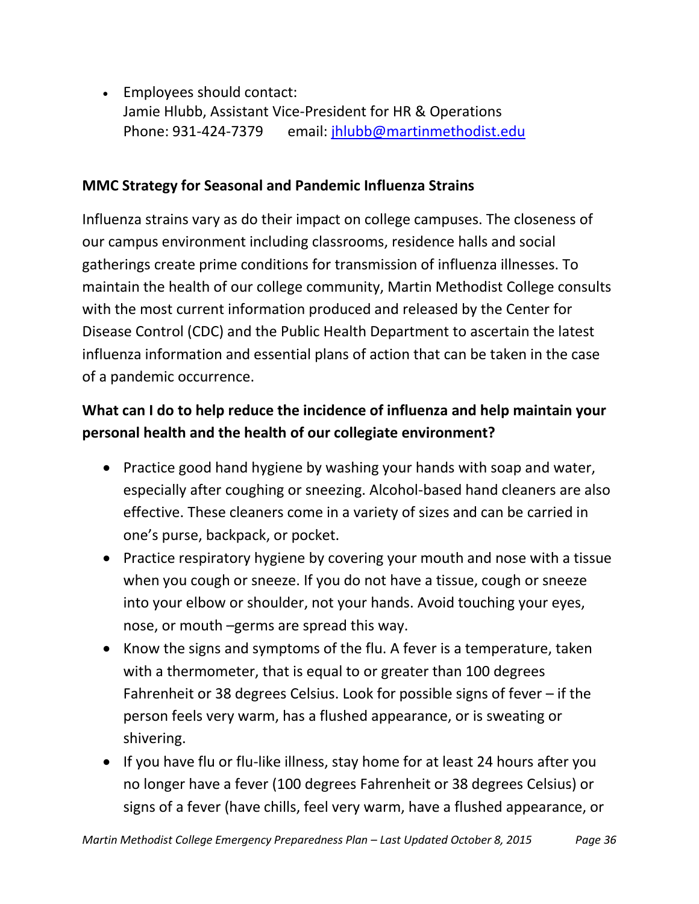- Employees should contact:
  Jamie Hlubb, Assistant Vice-President for HR & Operations
  Phone: 931-424-7379 email: jhlubb@martinmethodist.edu

**MMC Strategy for Seasonal and Pandemic Influenza Strains**

Influenza strains vary as do their impact on college campuses. The closeness of our campus environment including classrooms, residence halls and social gatherings create prime conditions for transmission of influenza illnesses. To maintain the health of our college community, Martin Methodist College consults with the most current information produced and released by the Center for Disease Control (CDC) and the Public Health Department to ascertain the latest influenza information and essential plans of action that can be taken in the case of a pandemic occurrence.

**What can I do to help reduce the incidence of influenza and help maintain your personal health and the health of our collegiate environment?**

- Practice good hand hygiene by washing your hands with soap and water, especially after coughing or sneezing. Alcohol-based hand cleaners are also effective. These cleaners come in a variety of sizes and can be carried in one's purse, backpack, or pocket.
- Practice respiratory hygiene by covering your mouth and nose with a tissue when you cough or sneeze. If you do not have a tissue, cough or sneeze into your elbow or shoulder, not your hands. Avoid touching your eyes, nose, or mouth –germs are spread this way.
- Know the signs and symptoms of the flu. A fever is a temperature, taken with a thermometer, that is equal to or greater than 100 degrees Fahrenheit or 38 degrees Celsius. Look for possible signs of fever – if the person feels very warm, has a flushed appearance, or is sweating or shivering.
- If you have flu or flu-like illness, stay home for at least 24 hours after you no longer have a fever (100 degrees Fahrenheit or 38 degrees Celsius) or signs of a fever (have chills, feel very warm, have a flushed appearance, or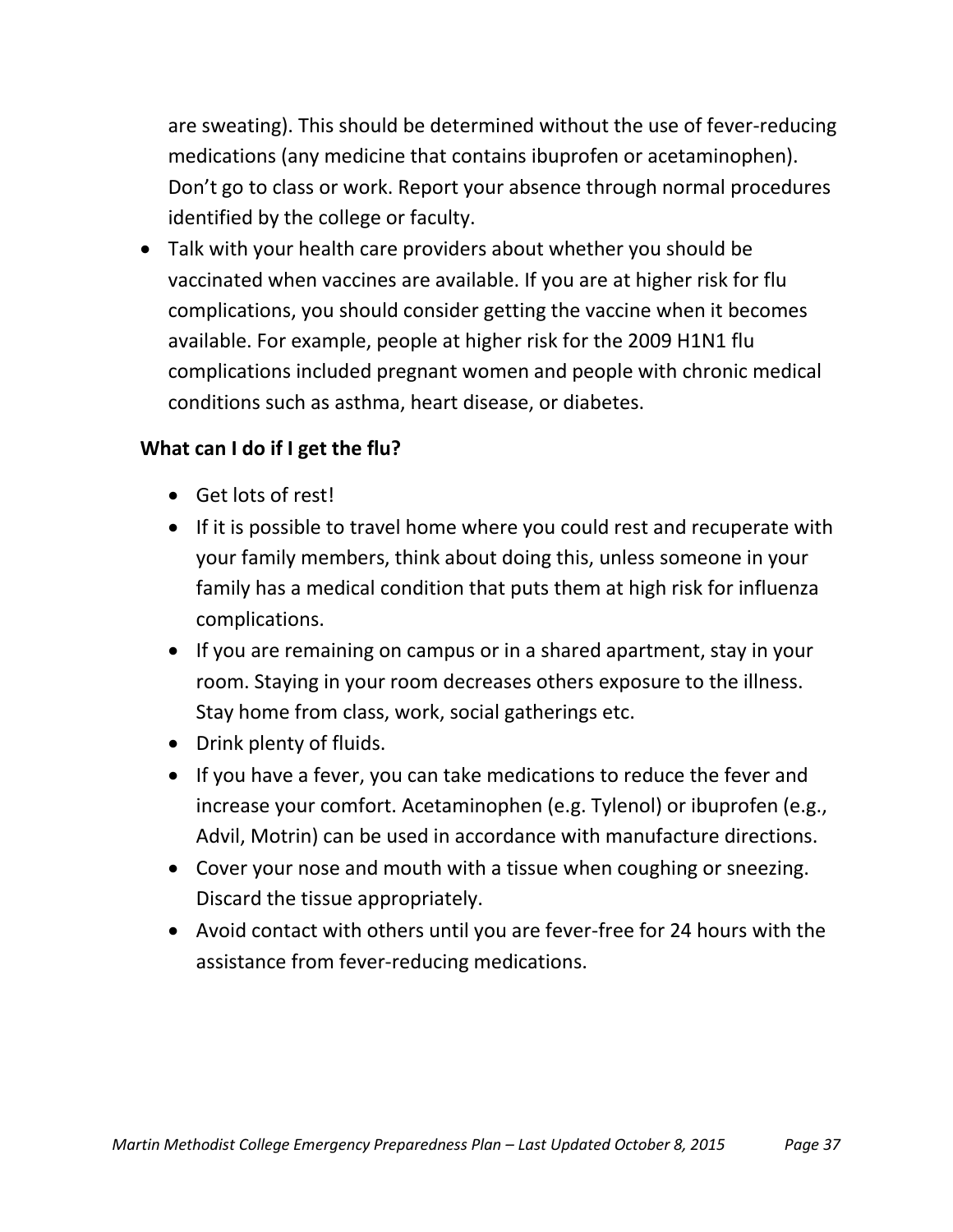are sweating). This should be determined without the use of fever-reducing medications (any medicine that contains ibuprofen or acetaminophen). Don't go to class or work. Report your absence through normal procedures identified by the college or faculty.

- Talk with your health care providers about whether you should be vaccinated when vaccines are available. If you are at higher risk for flu complications, you should consider getting the vaccine when it becomes available. For example, people at higher risk for the 2009 H1N1 flu complications included pregnant women and people with chronic medical conditions such as asthma, heart disease, or diabetes.

**What can I do if I get the flu?**

- Get lots of rest!
- If it is possible to travel home where you could rest and recuperate with your family members, think about doing this, unless someone in your family has a medical condition that puts them at high risk for influenza complications.
- If you are remaining on campus or in a shared apartment, stay in your room. Staying in your room decreases others exposure to the illness. Stay home from class, work, social gatherings etc.
- Drink plenty of fluids.
- If you have a fever, you can take medications to reduce the fever and increase your comfort. Acetaminophen (e.g. Tylenol) or ibuprofen (e.g., Advil, Motrin) can be used in accordance with manufacture directions.
- Cover your nose and mouth with a tissue when coughing or sneezing. Discard the tissue appropriately.
- Avoid contact with others until you are fever-free for 24 hours with the assistance from fever-reducing medications.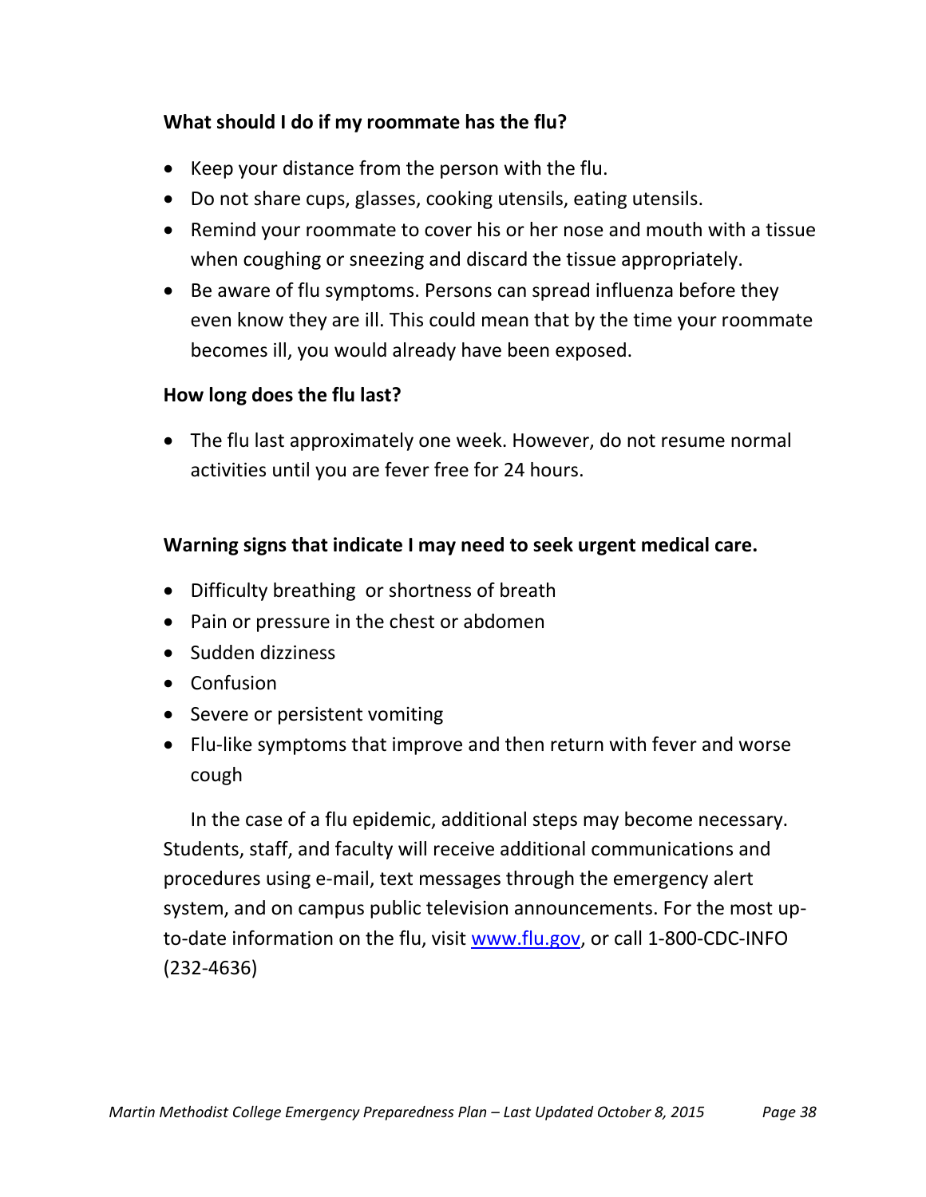**What should I do if my roommate has the flu?**

- Keep your distance from the person with the flu.
- Do not share cups, glasses, cooking utensils, eating utensils.
- Remind your roommate to cover his or her nose and mouth with a tissue when coughing or sneezing and discard the tissue appropriately.
- Be aware of flu symptoms. Persons can spread influenza before they even know they are ill. This could mean that by the time your roommate becomes ill, you would already have been exposed.

**How long does the flu last?**

- The flu last approximately one week. However, do not resume normal activities until you are fever free for 24 hours.

**Warning signs that indicate I may need to seek urgent medical care.**

- Difficulty breathing or shortness of breath
- Pain or pressure in the chest or abdomen
- Sudden dizziness
- Confusion
- Severe or persistent vomiting
- Flu-like symptoms that improve and then return with fever and worse cough

In the case of a flu epidemic, additional steps may become necessary. Students, staff, and faculty will receive additional communications and procedures using e-mail, text messages through the emergency alert system, and on campus public television announcements. For the most up-to-date information on the flu, visit [www.flu.gov](http://www.flu.gov), or call 1-800-CDC-INFO (232-4636)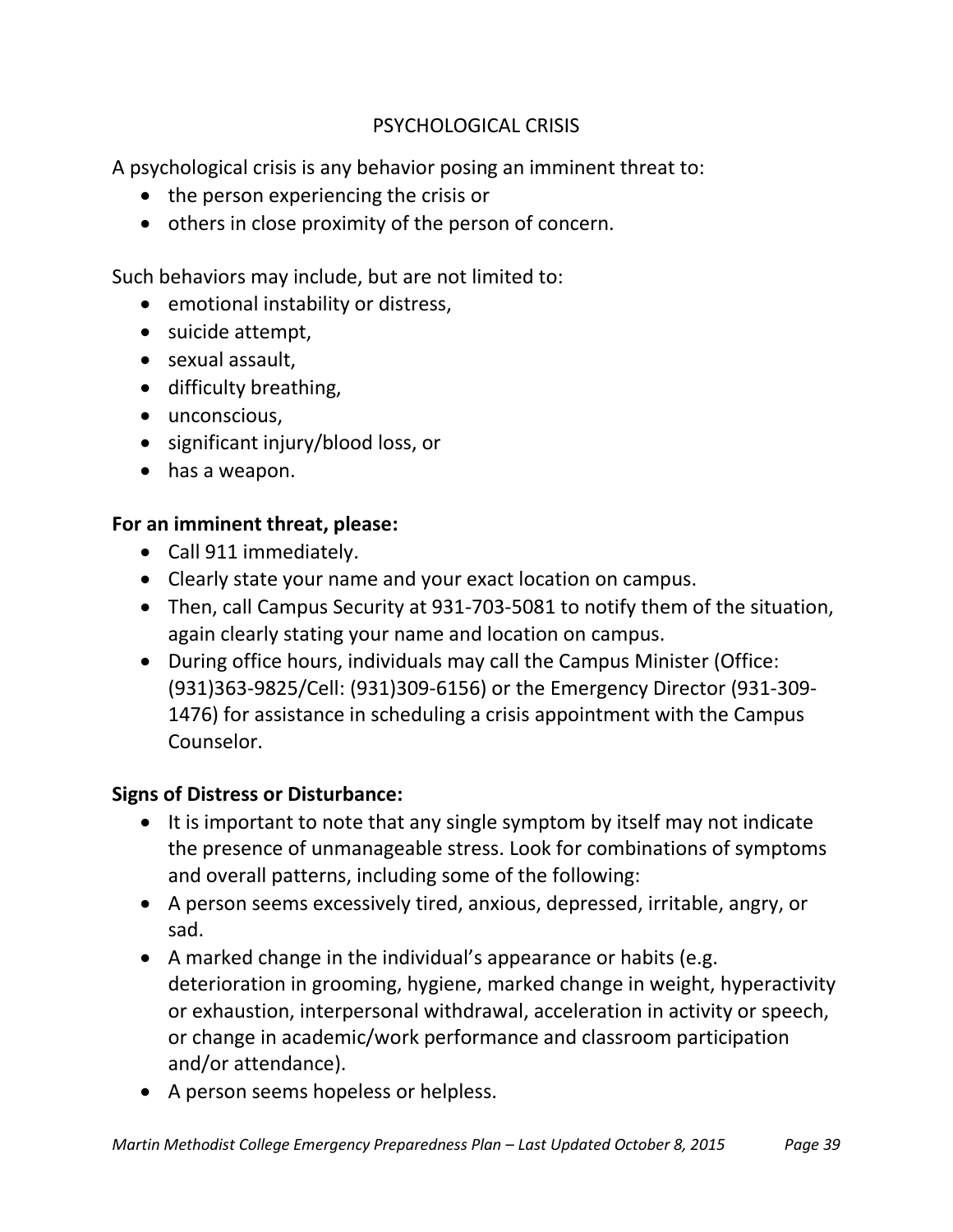## PSYCHOLOGICAL CRISIS

A psychological crisis is any behavior posing an imminent threat to:

- the person experiencing the crisis or
- others in close proximity of the person of concern.

Such behaviors may include, but are not limited to:

- emotional instability or distress,
- suicide attempt,
- sexual assault,
- difficulty breathing,
- unconscious,
- significant injury/blood loss, or
- has a weapon.

**For an imminent threat, please:**

- Call 911 immediately.
- Clearly state your name and your exact location on campus.
- Then, call Campus Security at 931-703-5081 to notify them of the situation, again clearly stating your name and location on campus.
- During office hours, individuals may call the Campus Minister (Office: (931)363-9825/Cell: (931)309-6156) or the Emergency Director (931-309-1476) for assistance in scheduling a crisis appointment with the Campus Counselor.

**Signs of Distress or Disturbance:**

- It is important to note that any single symptom by itself may not indicate the presence of unmanageable stress. Look for combinations of symptoms and overall patterns, including some of the following:
- A person seems excessively tired, anxious, depressed, irritable, angry, or sad.
- A marked change in the individual's appearance or habits (e.g. deterioration in grooming, hygiene, marked change in weight, hyperactivity or exhaustion, interpersonal withdrawal, acceleration in activity or speech, or change in academic/work performance and classroom participation and/or attendance).
- A person seems hopeless or helpless.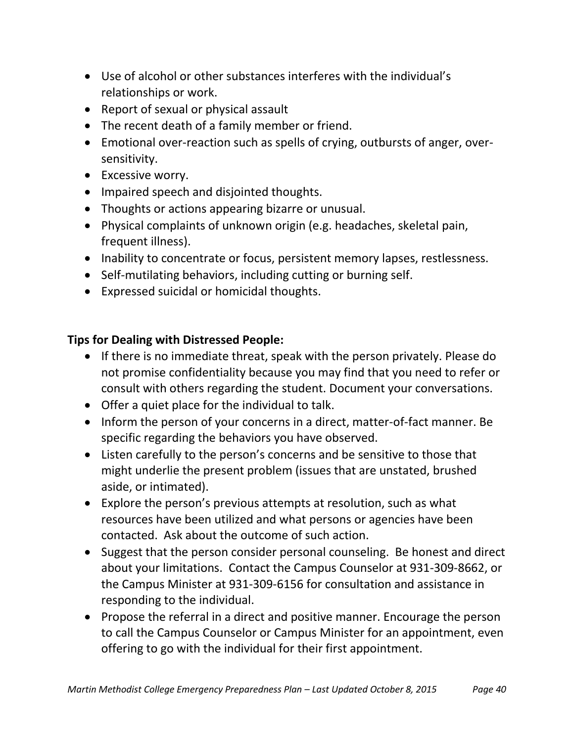- Use of alcohol or other substances interferes with the individual's relationships or work.
- Report of sexual or physical assault
- The recent death of a family member or friend.
- Emotional over-reaction such as spells of crying, outbursts of anger, over-sensitivity.
- Excessive worry.
- Impaired speech and disjointed thoughts.
- Thoughts or actions appearing bizarre or unusual.
- Physical complaints of unknown origin (e.g. headaches, skeletal pain, frequent illness).
- Inability to concentrate or focus, persistent memory lapses, restlessness.
- Self-mutilating behaviors, including cutting or burning self.
- Expressed suicidal or homicidal thoughts.

**Tips for Dealing with Distressed People:**

- If there is no immediate threat, speak with the person privately. Please do not promise confidentiality because you may find that you need to refer or consult with others regarding the student. Document your conversations.
- Offer a quiet place for the individual to talk.
- Inform the person of your concerns in a direct, matter-of-fact manner. Be specific regarding the behaviors you have observed.
- Listen carefully to the person's concerns and be sensitive to those that might underlie the present problem (issues that are unstated, brushed aside, or intimated).
- Explore the person's previous attempts at resolution, such as what resources have been utilized and what persons or agencies have been contacted. Ask about the outcome of such action.
- Suggest that the person consider personal counseling. Be honest and direct about your limitations. Contact the Campus Counselor at 931-309-8662, or the Campus Minister at 931-309-6156 for consultation and assistance in responding to the individual.
- Propose the referral in a direct and positive manner. Encourage the person to call the Campus Counselor or Campus Minister for an appointment, even offering to go with the individual for their first appointment.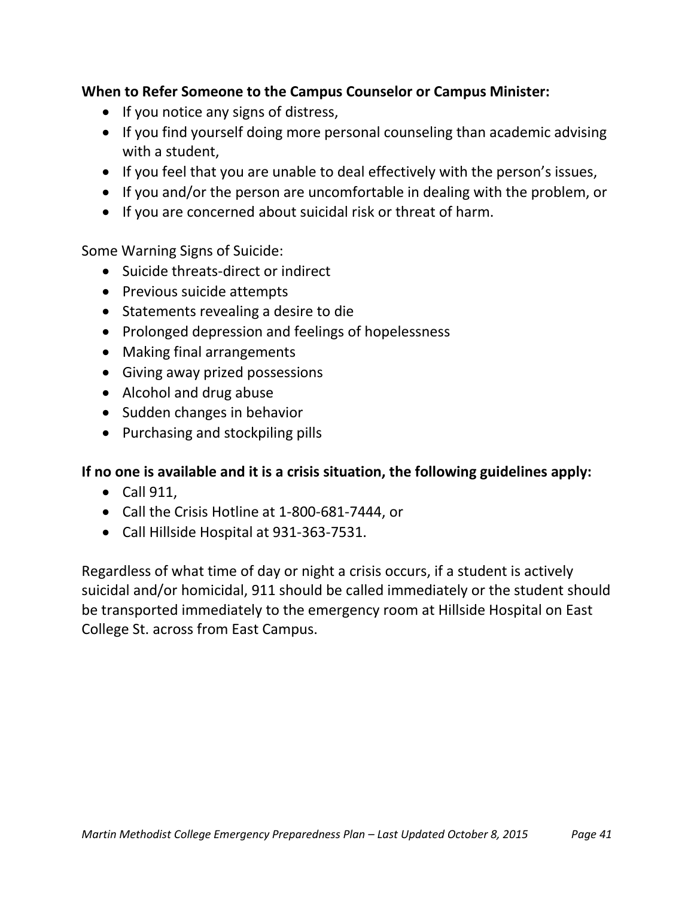**When to Refer Someone to the Campus Counselor or Campus Minister:**

- If you notice any signs of distress,
- If you find yourself doing more personal counseling than academic advising with a student,
- If you feel that you are unable to deal effectively with the person's issues,
- If you and/or the person are uncomfortable in dealing with the problem, or
- If you are concerned about suicidal risk or threat of harm.

Some Warning Signs of Suicide:

- Suicide threats-direct or indirect
- Previous suicide attempts
- Statements revealing a desire to die
- Prolonged depression and feelings of hopelessness
- Making final arrangements
- Giving away prized possessions
- Alcohol and drug abuse
- Sudden changes in behavior
- Purchasing and stockpiling pills

**If no one is available and it is a crisis situation, the following guidelines apply:**

- Call 911,
- Call the Crisis Hotline at 1-800-681-7444, or
- Call Hillside Hospital at 931-363-7531.

Regardless of what time of day or night a crisis occurs, if a student is actively suicidal and/or homicidal, 911 should be called immediately or the student should be transported immediately to the emergency room at Hillside Hospital on East College St. across from East Campus.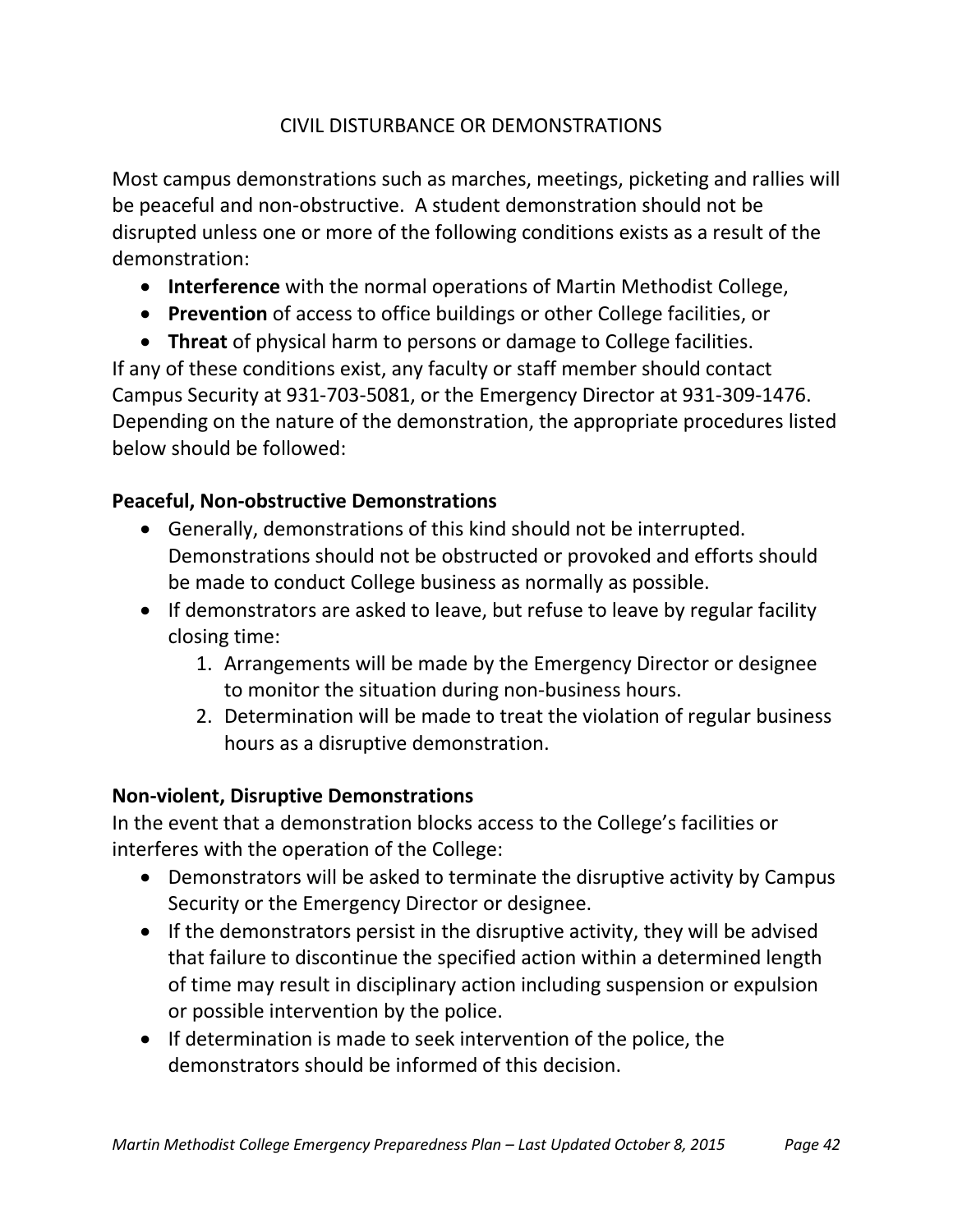# CIVIL DISTURBANCE OR DEMONSTRATIONS

Most campus demonstrations such as marches, meetings, picketing and rallies will be peaceful and non-obstructive. A student demonstration should not be disrupted unless one or more of the following conditions exists as a result of the demonstration:

- **Interference** with the normal operations of Martin Methodist College,
- **Prevention** of access to office buildings or other College facilities, or
- **Threat** of physical harm to persons or damage to College facilities.

If any of these conditions exist, any faculty or staff member should contact Campus Security at 931-703-5081, or the Emergency Director at 931-309-1476. Depending on the nature of the demonstration, the appropriate procedures listed below should be followed:

## Peaceful, Non-obstructive Demonstrations

- Generally, demonstrations of this kind should not be interrupted. Demonstrations should not be obstructed or provoked and efforts should be made to conduct College business as normally as possible.
- If demonstrators are asked to leave, but refuse to leave by regular facility closing time:
  1. Arrangements will be made by the Emergency Director or designee to monitor the situation during non-business hours.
  2. Determination will be made to treat the violation of regular business hours as a disruptive demonstration.

## Non-violent, Disruptive Demonstrations

In the event that a demonstration blocks access to the College's facilities or interferes with the operation of the College:

- Demonstrators will be asked to terminate the disruptive activity by Campus Security or the Emergency Director or designee.
- If the demonstrators persist in the disruptive activity, they will be advised that failure to discontinue the specified action within a determined length of time may result in disciplinary action including suspension or expulsion or possible intervention by the police.
- If determination is made to seek intervention of the police, the demonstrators should be informed of this decision.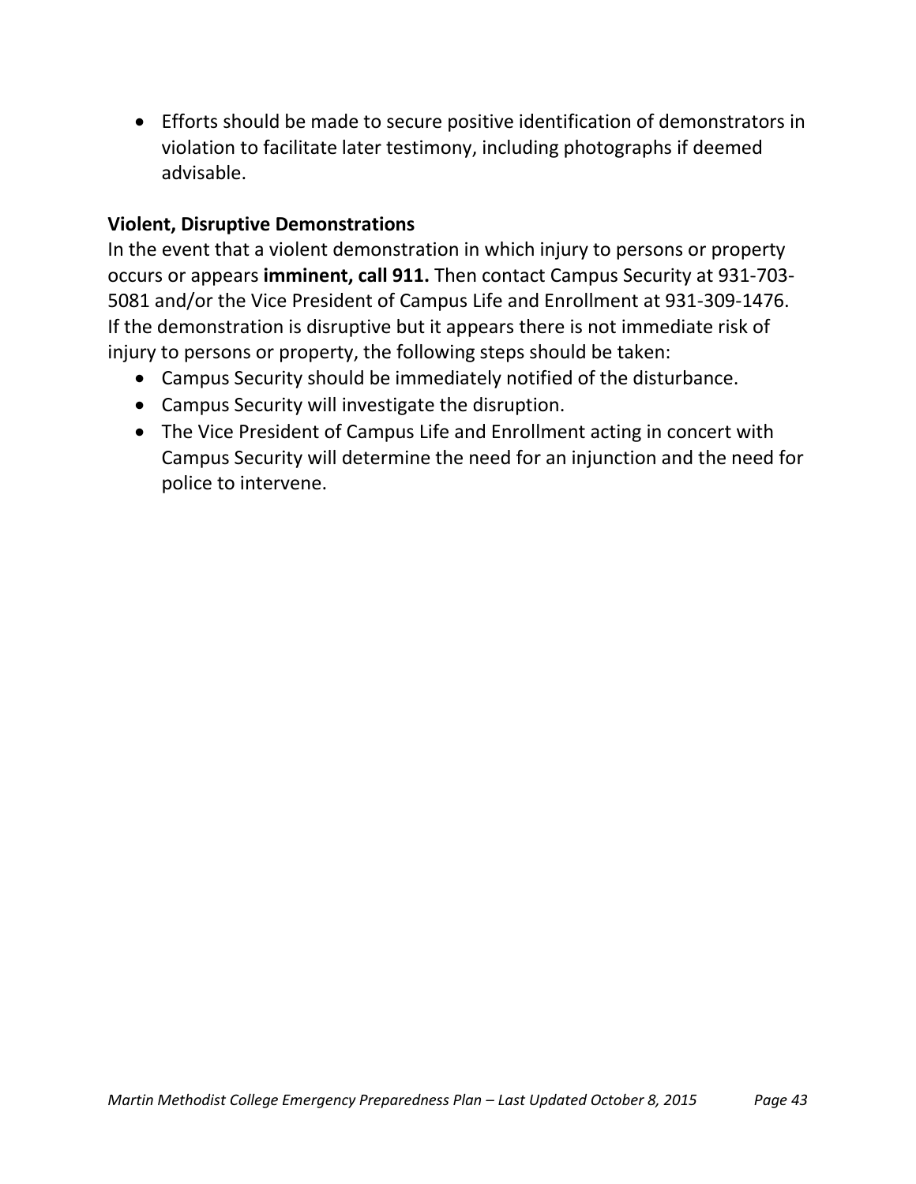- Efforts should be made to secure positive identification of demonstrators in violation to facilitate later testimony, including photographs if deemed advisable.

**Violent, Disruptive Demonstrations**

In the event that a violent demonstration in which injury to persons or property occurs or appears **imminent, call 911.** Then contact Campus Security at 931-703-5081 and/or the Vice President of Campus Life and Enrollment at 931-309-1476. If the demonstration is disruptive but it appears there is not immediate risk of injury to persons or property, the following steps should be taken:

- Campus Security should be immediately notified of the disturbance.
- Campus Security will investigate the disruption.
- The Vice President of Campus Life and Enrollment acting in concert with Campus Security will determine the need for an injunction and the need for police to intervene.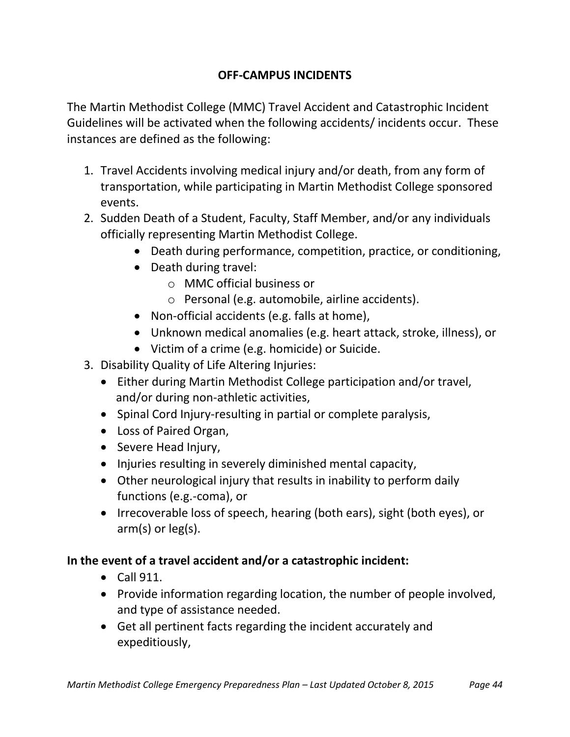## OFF-CAMPUS INCIDENTS

The Martin Methodist College (MMC) Travel Accident and Catastrophic Incident Guidelines will be activated when the following accidents/ incidents occur. These instances are defined as the following:

1. Travel Accidents involving medical injury and/or death, from any form of transportation, while participating in Martin Methodist College sponsored events.
2. Sudden Death of a Student, Faculty, Staff Member, and/or any individuals officially representing Martin Methodist College.
    - Death during performance, competition, practice, or conditioning,
    - Death during travel:
        - MMC official business or
        - Personal (e.g. automobile, airline accidents).
    - Non-official accidents (e.g. falls at home),
    - Unknown medical anomalies (e.g. heart attack, stroke, illness), or
    - Victim of a crime (e.g. homicide) or Suicide.
3. Disability Quality of Life Altering Injuries:
    - Either during Martin Methodist College participation and/or travel, and/or during non-athletic activities,
    - Spinal Cord Injury-resulting in partial or complete paralysis,
    - Loss of Paired Organ,
    - Severe Head Injury,
    - Injuries resulting in severely diminished mental capacity,
    - Other neurological injury that results in inability to perform daily functions (e.g.-coma), or
    - Irrecoverable loss of speech, hearing (both ears), sight (both eyes), or arm(s) or leg(s).

**In the event of a travel accident and/or a catastrophic incident:**

- Call 911.
- Provide information regarding location, the number of people involved, and type of assistance needed.
- Get all pertinent facts regarding the incident accurately and expeditiously,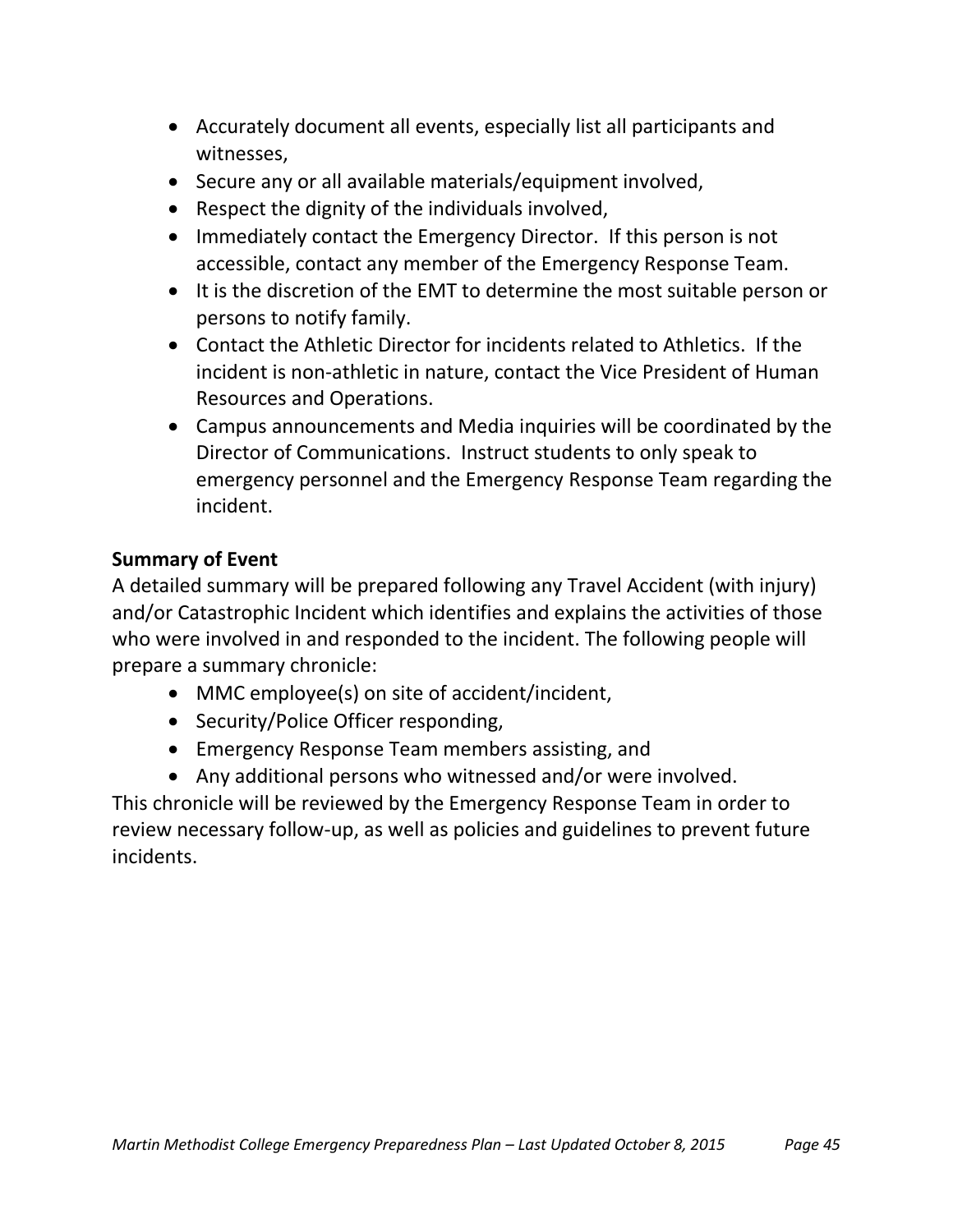- Accurately document all events, especially list all participants and witnesses,
- Secure any or all available materials/equipment involved,
- Respect the dignity of the individuals involved,
- Immediately contact the Emergency Director. If this person is not accessible, contact any member of the Emergency Response Team.
- It is the discretion of the EMT to determine the most suitable person or persons to notify family.
- Contact the Athletic Director for incidents related to Athletics. If the incident is non-athletic in nature, contact the Vice President of Human Resources and Operations.
- Campus announcements and Media inquiries will be coordinated by the Director of Communications. Instruct students to only speak to emergency personnel and the Emergency Response Team regarding the incident.

**Summary of Event**

A detailed summary will be prepared following any Travel Accident (with injury) and/or Catastrophic Incident which identifies and explains the activities of those who were involved in and responded to the incident. The following people will prepare a summary chronicle:

- MMC employee(s) on site of accident/incident,
- Security/Police Officer responding,
- Emergency Response Team members assisting, and
- Any additional persons who witnessed and/or were involved.

This chronicle will be reviewed by the Emergency Response Team in order to review necessary follow-up, as well as policies and guidelines to prevent future incidents.